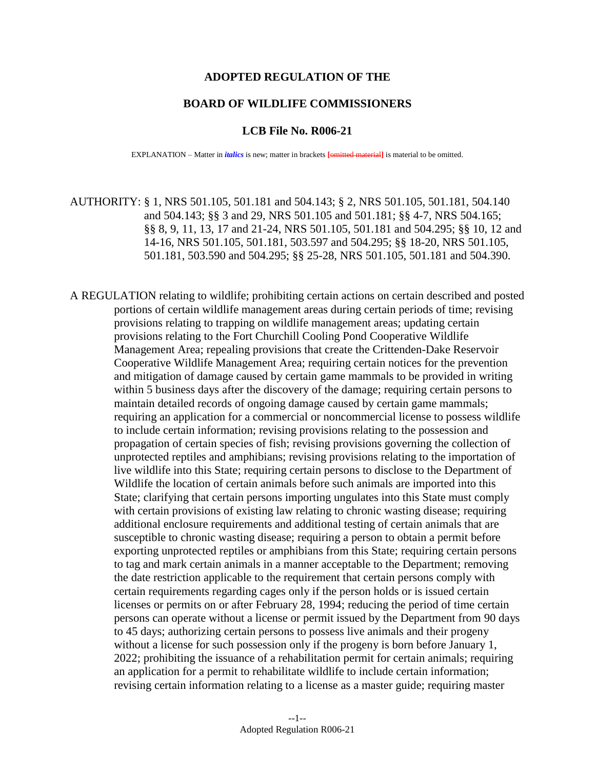# ADOPTED REGULATION OF THE

# BOARD OF WILDLIFE COMMISSIONERS

## LCB File No. R006-21

EXPLANATION – Matter in *italics* is new; matter in brackets [~~omitted material~~] is material to be omitted.

AUTHORITY: § 1, NRS 501.105, 501.181 and 504.143; § 2, NRS 501.105, 501.181, 504.140 and 504.143; §§ 3 and 29, NRS 501.105 and 501.181; §§ 4-7, NRS 504.165; §§ 8, 9, 11, 13, 17 and 21-24, NRS 501.105, 501.181 and 504.295; §§ 10, 12 and 14-16, NRS 501.105, 501.181, 503.597 and 504.295; §§ 18-20, NRS 501.105, 501.181, 503.590 and 504.295; §§ 25-28, NRS 501.105, 501.181 and 504.390.

A REGULATION relating to wildlife; prohibiting certain actions on certain described and posted portions of certain wildlife management areas during certain periods of time; revising provisions relating to trapping on wildlife management areas; updating certain provisions relating to the Fort Churchill Cooling Pond Cooperative Wildlife Management Area; repealing provisions that create the Crittenden-Dake Reservoir Cooperative Wildlife Management Area; requiring certain notices for the prevention and mitigation of damage caused by certain game mammals to be provided in writing within 5 business days after the discovery of the damage; requiring certain persons to maintain detailed records of ongoing damage caused by certain game mammals; requiring an application for a commercial or noncommercial license to possess wildlife to include certain information; revising provisions relating to the possession and propagation of certain species of fish; revising provisions governing the collection of unprotected reptiles and amphibians; revising provisions relating to the importation of live wildlife into this State; requiring certain persons to disclose to the Department of Wildlife the location of certain animals before such animals are imported into this State; clarifying that certain persons importing ungulates into this State must comply with certain provisions of existing law relating to chronic wasting disease; requiring additional enclosure requirements and additional testing of certain animals that are susceptible to chronic wasting disease; requiring a person to obtain a permit before exporting unprotected reptiles or amphibians from this State; requiring certain persons to tag and mark certain animals in a manner acceptable to the Department; removing the date restriction applicable to the requirement that certain persons comply with certain requirements regarding cages only if the person holds or is issued certain licenses or permits on or after February 28, 1994; reducing the period of time certain persons can operate without a license or permit issued by the Department from 90 days to 45 days; authorizing certain persons to possess live animals and their progeny without a license for such possession only if the progeny is born before January 1, 2022; prohibiting the issuance of a rehabilitation permit for certain animals; requiring an application for a permit to rehabilitate wildlife to include certain information; revising certain information relating to a license as a master guide; requiring master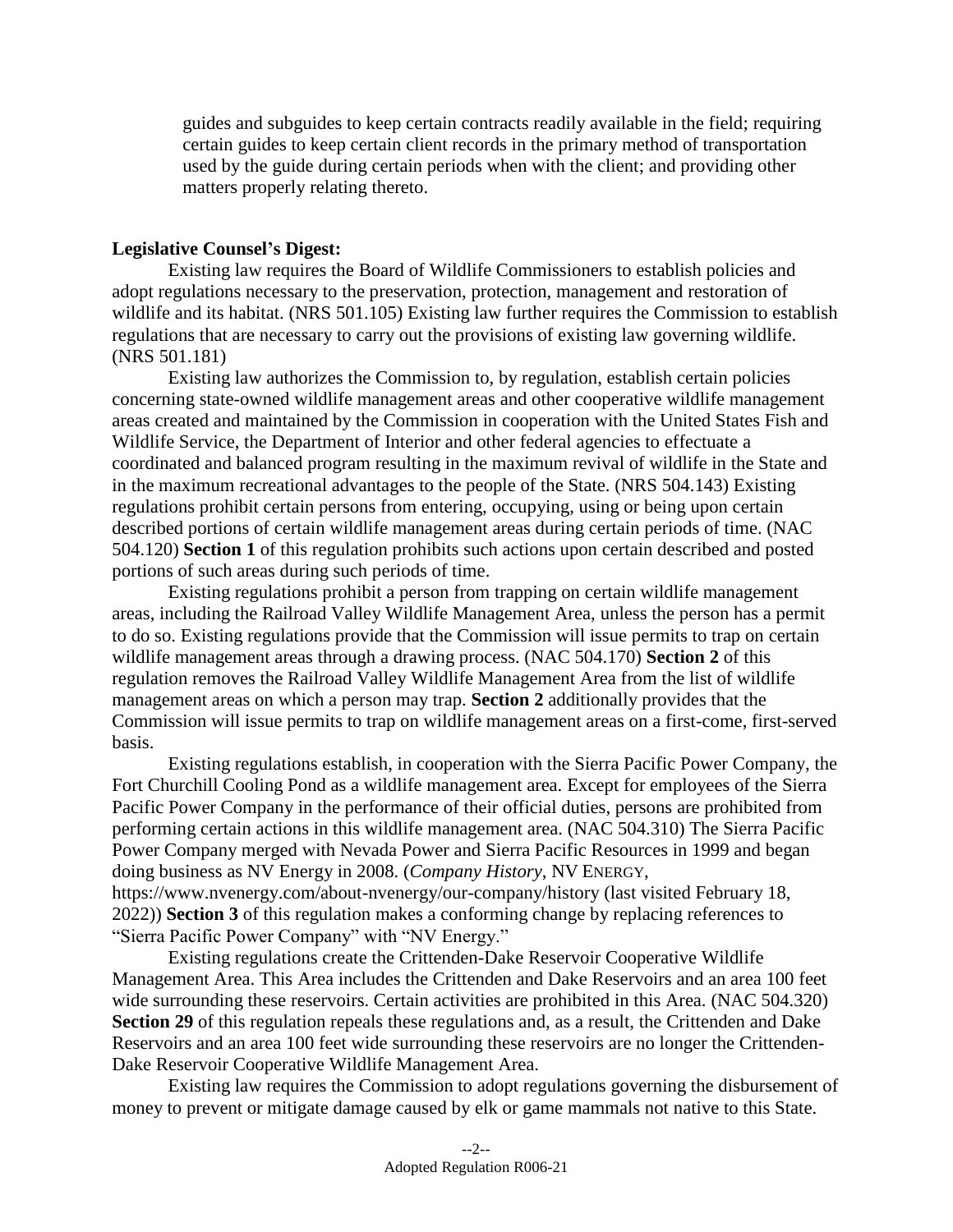guides and subguides to keep certain contracts readily available in the field; requiring certain guides to keep certain client records in the primary method of transportation used by the guide during certain periods when with the client; and providing other matters properly relating thereto.

**Legislative Counsel's Digest:**

Existing law requires the Board of Wildlife Commissioners to establish policies and adopt regulations necessary to the preservation, protection, management and restoration of wildlife and its habitat. (NRS 501.105) Existing law further requires the Commission to establish regulations that are necessary to carry out the provisions of existing law governing wildlife. (NRS 501.181)

Existing law authorizes the Commission to, by regulation, establish certain policies concerning state-owned wildlife management areas and other cooperative wildlife management areas created and maintained by the Commission in cooperation with the United States Fish and Wildlife Service, the Department of Interior and other federal agencies to effectuate a coordinated and balanced program resulting in the maximum revival of wildlife in the State and in the maximum recreational advantages to the people of the State. (NRS 504.143) Existing regulations prohibit certain persons from entering, occupying, using or being upon certain described portions of certain wildlife management areas during certain periods of time. (NAC 504.120) **Section 1** of this regulation prohibits such actions upon certain described and posted portions of such areas during such periods of time.

Existing regulations prohibit a person from trapping on certain wildlife management areas, including the Railroad Valley Wildlife Management Area, unless the person has a permit to do so. Existing regulations provide that the Commission will issue permits to trap on certain wildlife management areas through a drawing process. (NAC 504.170) **Section 2** of this regulation removes the Railroad Valley Wildlife Management Area from the list of wildlife management areas on which a person may trap. **Section 2** additionally provides that the Commission will issue permits to trap on wildlife management areas on a first-come, first-served basis.

Existing regulations establish, in cooperation with the Sierra Pacific Power Company, the Fort Churchill Cooling Pond as a wildlife management area. Except for employees of the Sierra Pacific Power Company in the performance of their official duties, persons are prohibited from performing certain actions in this wildlife management area. (NAC 504.310) The Sierra Pacific Power Company merged with Nevada Power and Sierra Pacific Resources in 1999 and began doing business as NV Energy in 2008. (*Company History*, NV ENERGY, https://www.nvenergy.com/about-nvenergy/our-company/history (last visited February 18, 2022)) **Section 3** of this regulation makes a conforming change by replacing references to "Sierra Pacific Power Company" with "NV Energy."

Existing regulations create the Crittenden-Dake Reservoir Cooperative Wildlife Management Area. This Area includes the Crittenden and Dake Reservoirs and an area 100 feet wide surrounding these reservoirs. Certain activities are prohibited in this Area. (NAC 504.320) **Section 29** of this regulation repeals these regulations and, as a result, the Crittenden and Dake Reservoirs and an area 100 feet wide surrounding these reservoirs are no longer the Crittenden-Dake Reservoir Cooperative Wildlife Management Area.

Existing law requires the Commission to adopt regulations governing the disbursement of money to prevent or mitigate damage caused by elk or game mammals not native to this State.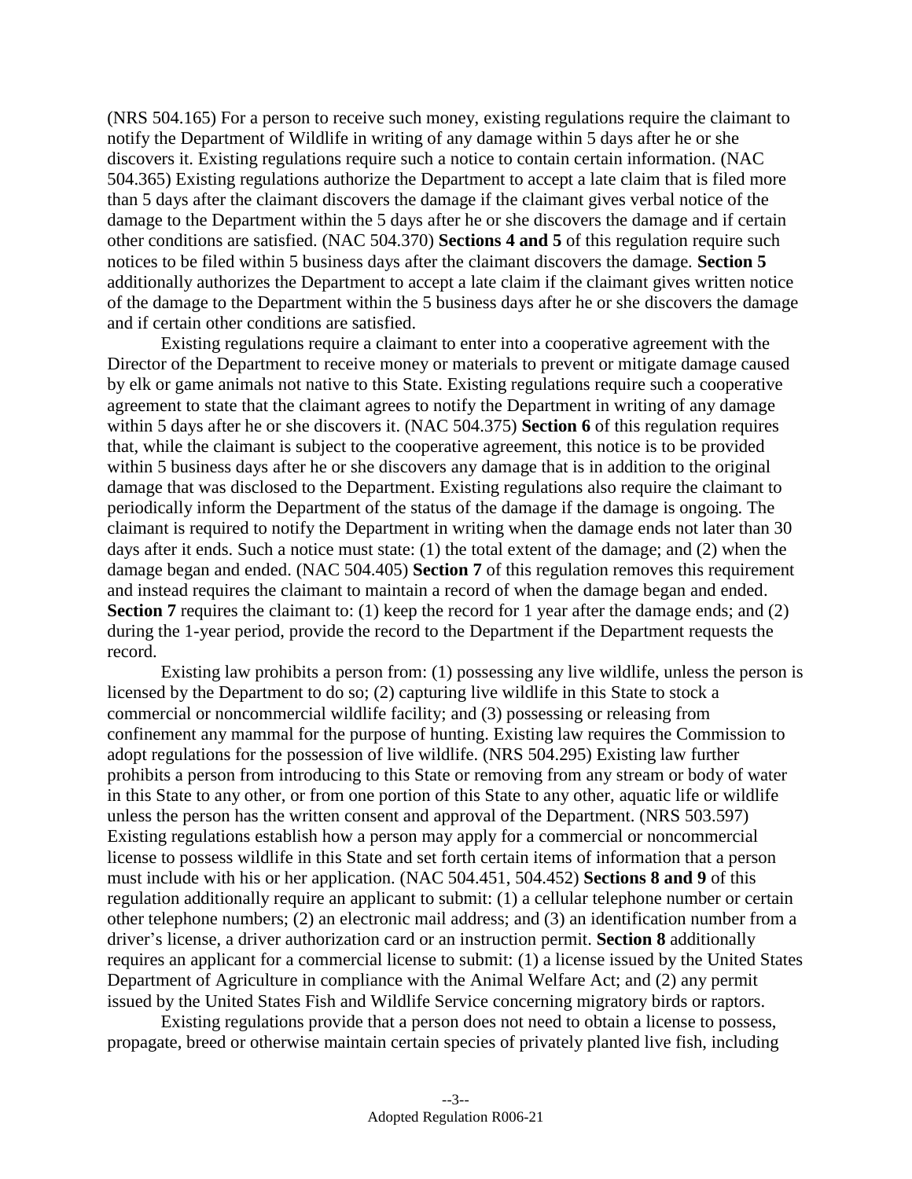(NRS 504.165) For a person to receive such money, existing regulations require the claimant to notify the Department of Wildlife in writing of any damage within 5 days after he or she discovers it. Existing regulations require such a notice to contain certain information. (NAC 504.365) Existing regulations authorize the Department to accept a late claim that is filed more than 5 days after the claimant discovers the damage if the claimant gives verbal notice of the damage to the Department within the 5 days after he or she discovers the damage and if certain other conditions are satisfied. (NAC 504.370) **Sections 4 and 5** of this regulation require such notices to be filed within 5 business days after the claimant discovers the damage. **Section 5** additionally authorizes the Department to accept a late claim if the claimant gives written notice of the damage to the Department within the 5 business days after he or she discovers the damage and if certain other conditions are satisfied.

Existing regulations require a claimant to enter into a cooperative agreement with the Director of the Department to receive money or materials to prevent or mitigate damage caused by elk or game animals not native to this State. Existing regulations require such a cooperative agreement to state that the claimant agrees to notify the Department in writing of any damage within 5 days after he or she discovers it. (NAC 504.375) **Section 6** of this regulation requires that, while the claimant is subject to the cooperative agreement, this notice is to be provided within 5 business days after he or she discovers any damage that is in addition to the original damage that was disclosed to the Department. Existing regulations also require the claimant to periodically inform the Department of the status of the damage if the damage is ongoing. The claimant is required to notify the Department in writing when the damage ends not later than 30 days after it ends. Such a notice must state: (1) the total extent of the damage; and (2) when the damage began and ended. (NAC 504.405) **Section 7** of this regulation removes this requirement and instead requires the claimant to maintain a record of when the damage began and ended. **Section 7** requires the claimant to: (1) keep the record for 1 year after the damage ends; and (2) during the 1-year period, provide the record to the Department if the Department requests the record.

Existing law prohibits a person from: (1) possessing any live wildlife, unless the person is licensed by the Department to do so; (2) capturing live wildlife in this State to stock a commercial or noncommercial wildlife facility; and (3) possessing or releasing from confinement any mammal for the purpose of hunting. Existing law requires the Commission to adopt regulations for the possession of live wildlife. (NRS 504.295) Existing law further prohibits a person from introducing to this State or removing from any stream or body of water in this State to any other, or from one portion of this State to any other, aquatic life or wildlife unless the person has the written consent and approval of the Department. (NRS 503.597) Existing regulations establish how a person may apply for a commercial or noncommercial license to possess wildlife in this State and set forth certain items of information that a person must include with his or her application. (NAC 504.451, 504.452) **Sections 8 and 9** of this regulation additionally require an applicant to submit: (1) a cellular telephone number or certain other telephone numbers; (2) an electronic mail address; and (3) an identification number from a driver's license, a driver authorization card or an instruction permit. **Section 8** additionally requires an applicant for a commercial license to submit: (1) a license issued by the United States Department of Agriculture in compliance with the Animal Welfare Act; and (2) any permit issued by the United States Fish and Wildlife Service concerning migratory birds or raptors.

Existing regulations provide that a person does not need to obtain a license to possess, propagate, breed or otherwise maintain certain species of privately planted live fish, including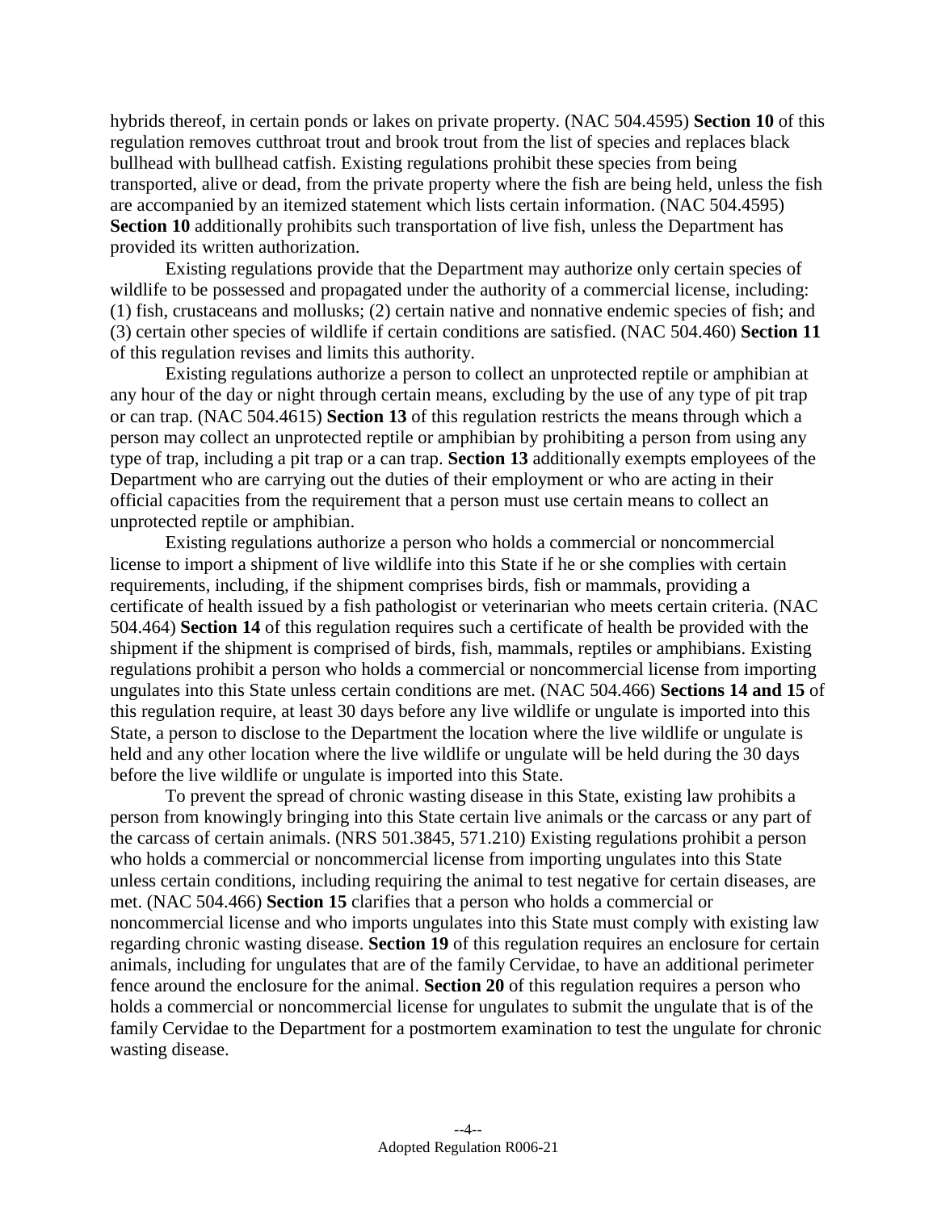hybrids thereof, in certain ponds or lakes on private property. (NAC 504.4595) **Section 10** of this regulation removes cutthroat trout and brook trout from the list of species and replaces black bullhead with bullhead catfish. Existing regulations prohibit these species from being transported, alive or dead, from the private property where the fish are being held, unless the fish are accompanied by an itemized statement which lists certain information. (NAC 504.4595) **Section 10** additionally prohibits such transportation of live fish, unless the Department has provided its written authorization.

Existing regulations provide that the Department may authorize only certain species of wildlife to be possessed and propagated under the authority of a commercial license, including: (1) fish, crustaceans and mollusks; (2) certain native and nonnative endemic species of fish; and (3) certain other species of wildlife if certain conditions are satisfied. (NAC 504.460) **Section 11** of this regulation revises and limits this authority.

Existing regulations authorize a person to collect an unprotected reptile or amphibian at any hour of the day or night through certain means, excluding by the use of any type of pit trap or can trap. (NAC 504.4615) **Section 13** of this regulation restricts the means through which a person may collect an unprotected reptile or amphibian by prohibiting a person from using any type of trap, including a pit trap or a can trap. **Section 13** additionally exempts employees of the Department who are carrying out the duties of their employment or who are acting in their official capacities from the requirement that a person must use certain means to collect an unprotected reptile or amphibian.

Existing regulations authorize a person who holds a commercial or noncommercial license to import a shipment of live wildlife into this State if he or she complies with certain requirements, including, if the shipment comprises birds, fish or mammals, providing a certificate of health issued by a fish pathologist or veterinarian who meets certain criteria. (NAC 504.464) **Section 14** of this regulation requires such a certificate of health be provided with the shipment if the shipment is comprised of birds, fish, mammals, reptiles or amphibians. Existing regulations prohibit a person who holds a commercial or noncommercial license from importing ungulates into this State unless certain conditions are met. (NAC 504.466) **Sections 14 and 15** of this regulation require, at least 30 days before any live wildlife or ungulate is imported into this State, a person to disclose to the Department the location where the live wildlife or ungulate is held and any other location where the live wildlife or ungulate will be held during the 30 days before the live wildlife or ungulate is imported into this State.

To prevent the spread of chronic wasting disease in this State, existing law prohibits a person from knowingly bringing into this State certain live animals or the carcass or any part of the carcass of certain animals. (NRS 501.3845, 571.210) Existing regulations prohibit a person who holds a commercial or noncommercial license from importing ungulates into this State unless certain conditions, including requiring the animal to test negative for certain diseases, are met. (NAC 504.466) **Section 15** clarifies that a person who holds a commercial or noncommercial license and who imports ungulates into this State must comply with existing law regarding chronic wasting disease. **Section 19** of this regulation requires an enclosure for certain animals, including for ungulates that are of the family Cervidae, to have an additional perimeter fence around the enclosure for the animal. **Section 20** of this regulation requires a person who holds a commercial or noncommercial license for ungulates to submit the ungulate that is of the family Cervidae to the Department for a postmortem examination to test the ungulate for chronic wasting disease.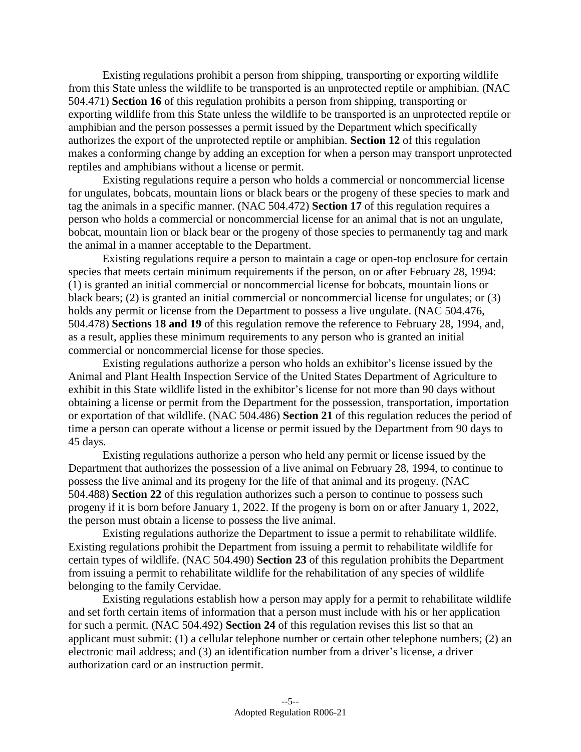Existing regulations prohibit a person from shipping, transporting or exporting wildlife from this State unless the wildlife to be transported is an unprotected reptile or amphibian. (NAC 504.471) **Section 16** of this regulation prohibits a person from shipping, transporting or exporting wildlife from this State unless the wildlife to be transported is an unprotected reptile or amphibian and the person possesses a permit issued by the Department which specifically authorizes the export of the unprotected reptile or amphibian. **Section 12** of this regulation makes a conforming change by adding an exception for when a person may transport unprotected reptiles and amphibians without a license or permit.

Existing regulations require a person who holds a commercial or noncommercial license for ungulates, bobcats, mountain lions or black bears or the progeny of these species to mark and tag the animals in a specific manner. (NAC 504.472) **Section 17** of this regulation requires a person who holds a commercial or noncommercial license for an animal that is not an ungulate, bobcat, mountain lion or black bear or the progeny of those species to permanently tag and mark the animal in a manner acceptable to the Department.

Existing regulations require a person to maintain a cage or open-top enclosure for certain species that meets certain minimum requirements if the person, on or after February 28, 1994: (1) is granted an initial commercial or noncommercial license for bobcats, mountain lions or black bears; (2) is granted an initial commercial or noncommercial license for ungulates; or (3) holds any permit or license from the Department to possess a live ungulate. (NAC 504.476, 504.478) **Sections 18 and 19** of this regulation remove the reference to February 28, 1994, and, as a result, applies these minimum requirements to any person who is granted an initial commercial or noncommercial license for those species.

Existing regulations authorize a person who holds an exhibitor's license issued by the Animal and Plant Health Inspection Service of the United States Department of Agriculture to exhibit in this State wildlife listed in the exhibitor's license for not more than 90 days without obtaining a license or permit from the Department for the possession, transportation, importation or exportation of that wildlife. (NAC 504.486) **Section 21** of this regulation reduces the period of time a person can operate without a license or permit issued by the Department from 90 days to 45 days.

Existing regulations authorize a person who held any permit or license issued by the Department that authorizes the possession of a live animal on February 28, 1994, to continue to possess the live animal and its progeny for the life of that animal and its progeny. (NAC 504.488) **Section 22** of this regulation authorizes such a person to continue to possess such progeny if it is born before January 1, 2022. If the progeny is born on or after January 1, 2022, the person must obtain a license to possess the live animal.

Existing regulations authorize the Department to issue a permit to rehabilitate wildlife. Existing regulations prohibit the Department from issuing a permit to rehabilitate wildlife for certain types of wildlife. (NAC 504.490) **Section 23** of this regulation prohibits the Department from issuing a permit to rehabilitate wildlife for the rehabilitation of any species of wildlife belonging to the family Cervidae.

Existing regulations establish how a person may apply for a permit to rehabilitate wildlife and set forth certain items of information that a person must include with his or her application for such a permit. (NAC 504.492) **Section 24** of this regulation revises this list so that an applicant must submit: (1) a cellular telephone number or certain other telephone numbers; (2) an electronic mail address; and (3) an identification number from a driver's license, a driver authorization card or an instruction permit.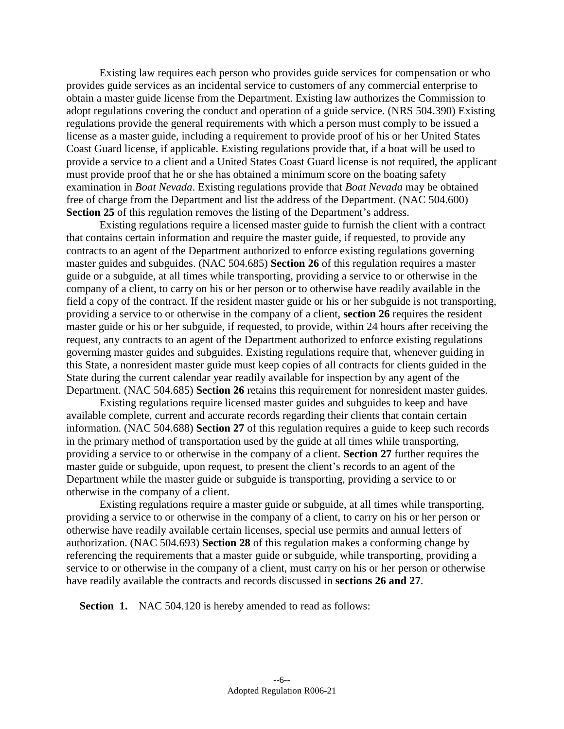Existing law requires each person who provides guide services for compensation or who provides guide services as an incidental service to customers of any commercial enterprise to obtain a master guide license from the Department. Existing law authorizes the Commission to adopt regulations covering the conduct and operation of a guide service. (NRS 504.390) Existing regulations provide the general requirements with which a person must comply to be issued a license as a master guide, including a requirement to provide proof of his or her United States Coast Guard license, if applicable. Existing regulations provide that, if a boat will be used to provide a service to a client and a United States Coast Guard license is not required, the applicant must provide proof that he or she has obtained a minimum score on the boating safety examination in *Boat Nevada*. Existing regulations provide that *Boat Nevada* may be obtained free of charge from the Department and list the address of the Department. (NAC 504.600) **Section 25** of this regulation removes the listing of the Department's address.

Existing regulations require a licensed master guide to furnish the client with a contract that contains certain information and require the master guide, if requested, to provide any contracts to an agent of the Department authorized to enforce existing regulations governing master guides and subguides. (NAC 504.685) **Section 26** of this regulation requires a master guide or a subguide, at all times while transporting, providing a service to or otherwise in the company of a client, to carry on his or her person or to otherwise have readily available in the field a copy of the contract. If the resident master guide or his or her subguide is not transporting, providing a service to or otherwise in the company of a client, **section 26** requires the resident master guide or his or her subguide, if requested, to provide, within 24 hours after receiving the request, any contracts to an agent of the Department authorized to enforce existing regulations governing master guides and subguides. Existing regulations require that, whenever guiding in this State, a nonresident master guide must keep copies of all contracts for clients guided in the State during the current calendar year readily available for inspection by any agent of the Department. (NAC 504.685) **Section 26** retains this requirement for nonresident master guides.

Existing regulations require licensed master guides and subguides to keep and have available complete, current and accurate records regarding their clients that contain certain information. (NAC 504.688) **Section 27** of this regulation requires a guide to keep such records in the primary method of transportation used by the guide at all times while transporting, providing a service to or otherwise in the company of a client. **Section 27** further requires the master guide or subguide, upon request, to present the client's records to an agent of the Department while the master guide or subguide is transporting, providing a service to or otherwise in the company of a client.

Existing regulations require a master guide or subguide, at all times while transporting, providing a service to or otherwise in the company of a client, to carry on his or her person or otherwise have readily available certain licenses, special use permits and annual letters of authorization. (NAC 504.693) **Section 28** of this regulation makes a conforming change by referencing the requirements that a master guide or subguide, while transporting, providing a service to or otherwise in the company of a client, must carry on his or her person or otherwise have readily available the contracts and records discussed in **sections 26 and 27**.

**Section 1.** NAC 504.120 is hereby amended to read as follows: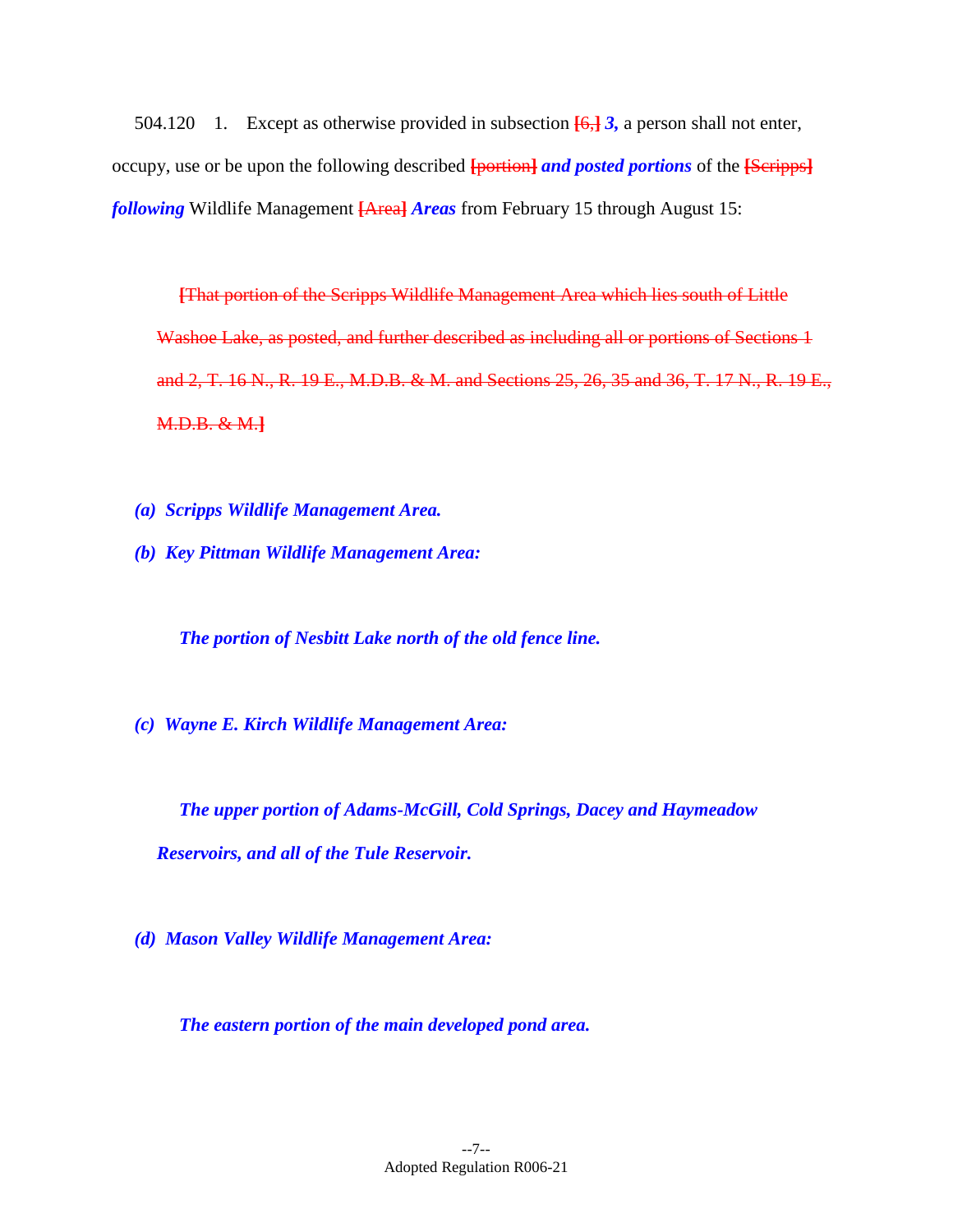504.120 1. Except as otherwise provided in subsection [6,] ***3,*** a person shall not enter, occupy, use or be upon the following described [portion] ***and posted portions*** of the [Scripps] ***following*** Wildlife Management [Area] ***Areas*** from February 15 through August 15:

[That portion of the Scripps Wildlife Management Area which lies south of Little Washoe Lake, as posted, and further described as including all or portions of Sections 1 and 2, T. 16 N., R. 19 E., M.D.B. & M. and Sections 25, 26, 35 and 36, T. 17 N., R. 19 E., M.D.B. & M.]

***(a) Scripps Wildlife Management Area.***

***(b) Key Pittman Wildlife Management Area:***

***The portion of Nesbitt Lake north of the old fence line.***

***(c) Wayne E. Kirch Wildlife Management Area:***

***The upper portion of Adams-McGill, Cold Springs, Dacey and Haymeadow Reservoirs, and all of the Tule Reservoir.***

***(d) Mason Valley Wildlife Management Area:***

***The eastern portion of the main developed pond area.***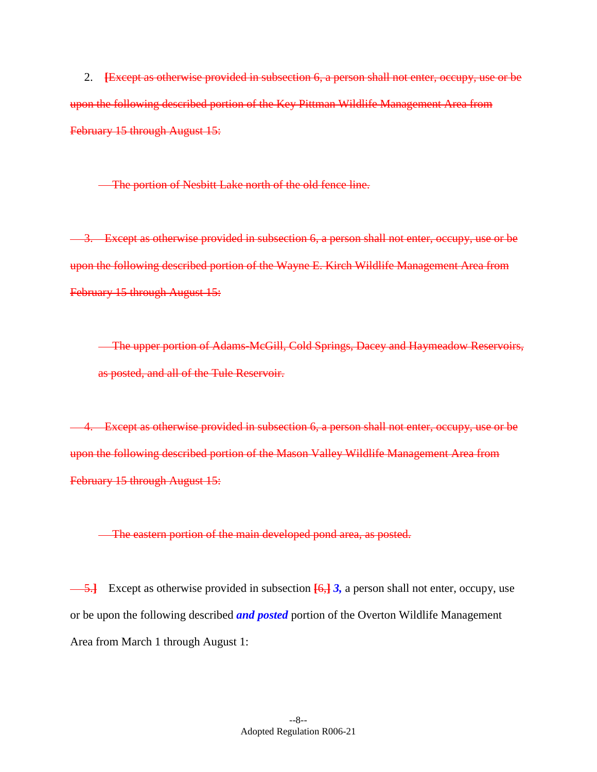2. ~~[Except as otherwise provided in subsection 6, a person shall not enter, occupy, use or be upon the following described portion of the Key Pittman Wildlife Management Area from February 15 through August 15:~~

~~The portion of Nesbitt Lake north of the old fence line.~~

~~3. Except as otherwise provided in subsection 6, a person shall not enter, occupy, use or be upon the following described portion of the Wayne E. Kirch Wildlife Management Area from February 15 through August 15:~~

~~The upper portion of Adams-McGill, Cold Springs, Dacey and Haymeadow Reservoirs, as posted, and all of the Tule Reservoir.~~

~~4. Except as otherwise provided in subsection 6, a person shall not enter, occupy, use or be upon the following described portion of the Mason Valley Wildlife Management Area from February 15 through August 15:~~

~~The eastern portion of the main developed pond area, as posted.~~

~~5.]~~ Except as otherwise provided in subsection ~~[6,]~~ ***3,*** a person shall not enter, occupy, use or be upon the following described ***and posted*** portion of the Overton Wildlife Management Area from March 1 through August 1: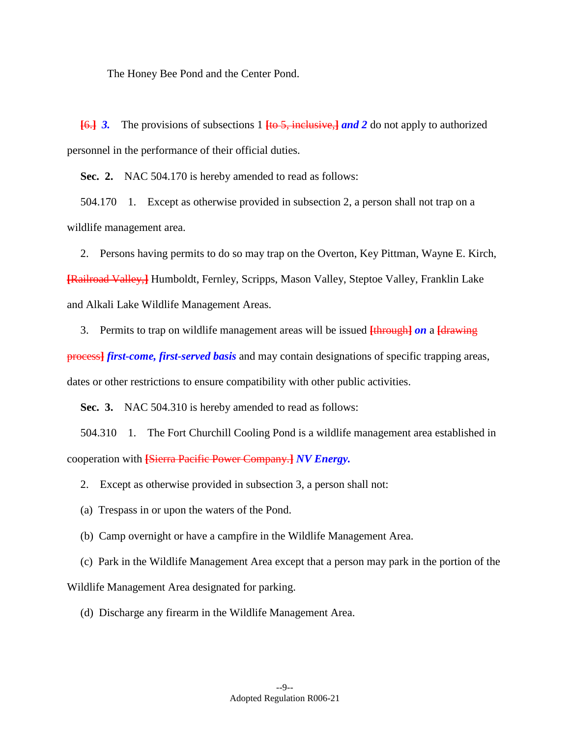The Honey Bee Pond and the Center Pond.

~~[6.]~~ ***3.*** The provisions of subsections 1 ~~[to 5, inclusive,]~~ ***and 2*** do not apply to authorized personnel in the performance of their official duties.

**Sec. 2.** NAC 504.170 is hereby amended to read as follows:

504.170 1. Except as otherwise provided in subsection 2, a person shall not trap on a wildlife management area.

2. Persons having permits to do so may trap on the Overton, Key Pittman, Wayne E. Kirch, ~~[Railroad Valley,]~~ Humboldt, Fernley, Scripps, Mason Valley, Steptoe Valley, Franklin Lake and Alkali Lake Wildlife Management Areas.

3. Permits to trap on wildlife management areas will be issued ~~[through]~~ ***on*** a ~~[drawing process]~~ ***first-come, first-served basis*** and may contain designations of specific trapping areas, dates or other restrictions to ensure compatibility with other public activities.

**Sec. 3.** NAC 504.310 is hereby amended to read as follows:

504.310 1. The Fort Churchill Cooling Pond is a wildlife management area established in cooperation with ~~[Sierra Pacific Power Company.]~~ ***NV Energy.***

2. Except as otherwise provided in subsection 3, a person shall not:

(a) Trespass in or upon the waters of the Pond.

(b) Camp overnight or have a campfire in the Wildlife Management Area.

(c) Park in the Wildlife Management Area except that a person may park in the portion of the Wildlife Management Area designated for parking.

(d) Discharge any firearm in the Wildlife Management Area.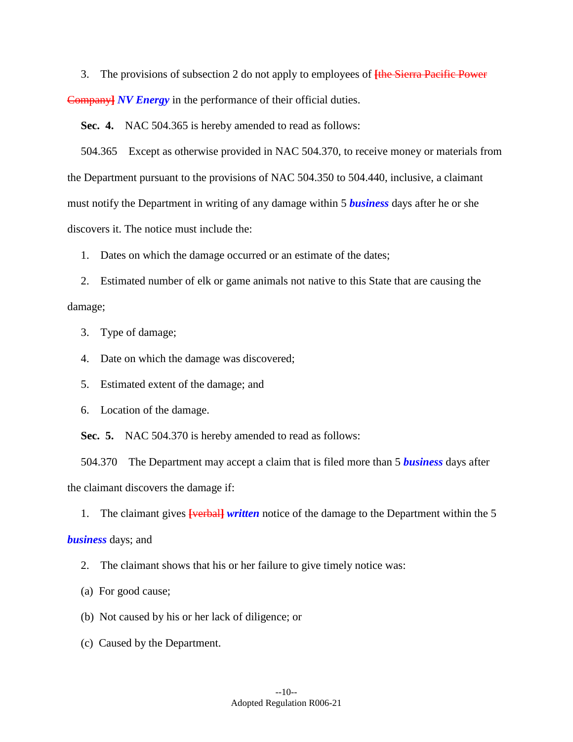3. The provisions of subsection 2 do not apply to employees of ~~[the Sierra Pacific Power Company]~~ ***NV Energy*** in the performance of their official duties.

**Sec. 4.** NAC 504.365 is hereby amended to read as follows:

504.365 Except as otherwise provided in NAC 504.370, to receive money or materials from the Department pursuant to the provisions of NAC 504.350 to 504.440, inclusive, a claimant must notify the Department in writing of any damage within 5 ***business*** days after he or she discovers it. The notice must include the:

1. Dates on which the damage occurred or an estimate of the dates;

2. Estimated number of elk or game animals not native to this State that are causing the damage;

3. Type of damage;

4. Date on which the damage was discovered;

5. Estimated extent of the damage; and

6. Location of the damage.

**Sec. 5.** NAC 504.370 is hereby amended to read as follows:

504.370 The Department may accept a claim that is filed more than 5 ***business*** days after the claimant discovers the damage if:

1. The claimant gives ~~[verbal]~~ ***written*** notice of the damage to the Department within the 5 ***business*** days; and

2. The claimant shows that his or her failure to give timely notice was:

(a) For good cause;

(b) Not caused by his or her lack of diligence; or

(c) Caused by the Department.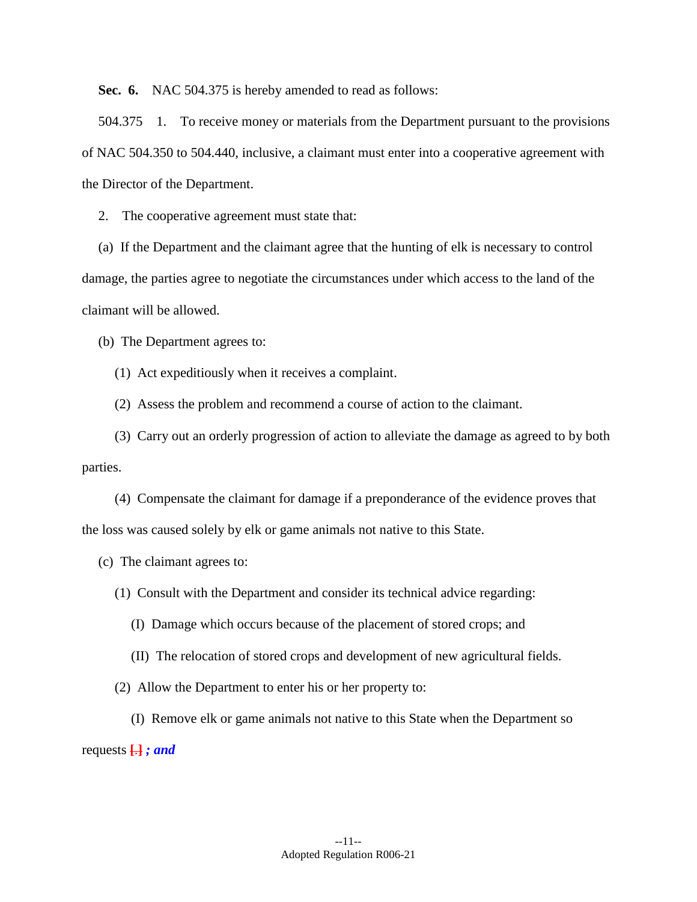**Sec. 6.** NAC 504.375 is hereby amended to read as follows:

504.375 1. To receive money or materials from the Department pursuant to the provisions of NAC 504.350 to 504.440, inclusive, a claimant must enter into a cooperative agreement with the Director of the Department.

2. The cooperative agreement must state that:

(a) If the Department and the claimant agree that the hunting of elk is necessary to control damage, the parties agree to negotiate the circumstances under which access to the land of the claimant will be allowed.

(b) The Department agrees to:

(1) Act expeditiously when it receives a complaint.

(2) Assess the problem and recommend a course of action to the claimant.

(3) Carry out an orderly progression of action to alleviate the damage as agreed to by both parties.

(4) Compensate the claimant for damage if a preponderance of the evidence proves that the loss was caused solely by elk or game animals not native to this State.

(c) The claimant agrees to:

(1) Consult with the Department and consider its technical advice regarding:

(I) Damage which occurs because of the placement of stored crops; and

(II) The relocation of stored crops and development of new agricultural fields.

(2) Allow the Department to enter his or her property to:

(I) Remove elk or game animals not native to this State when the Department so requests [.] ***; and***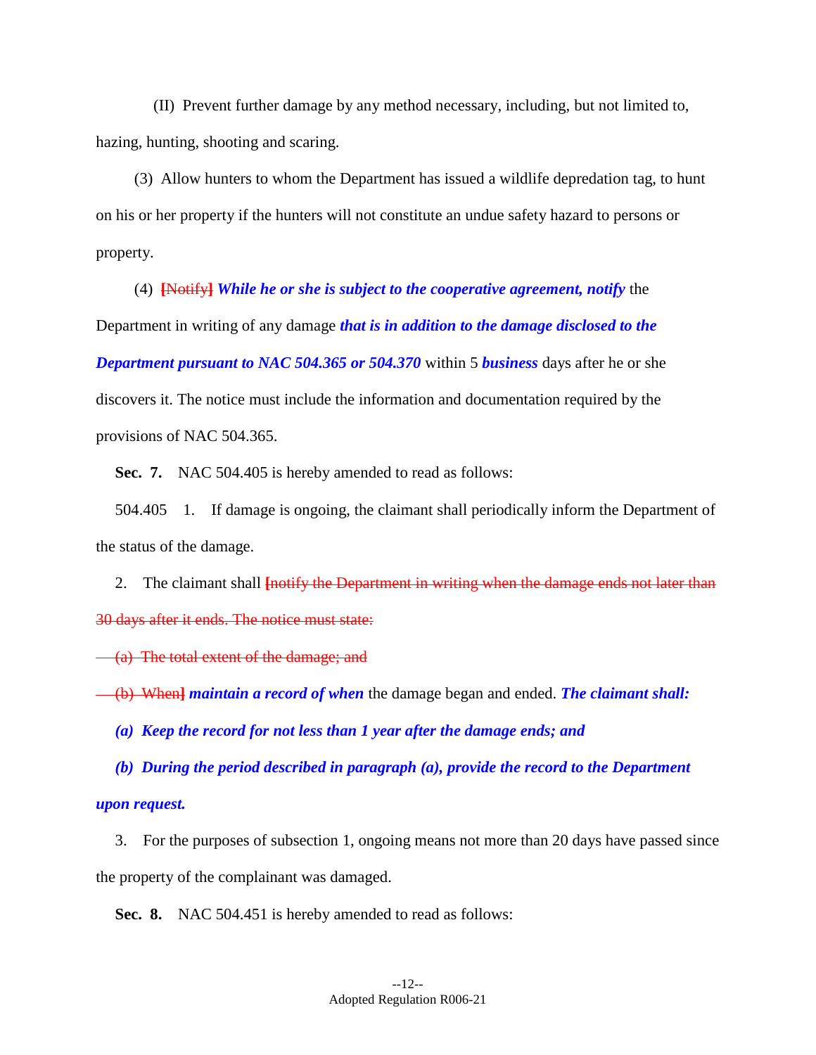(II) Prevent further damage by any method necessary, including, but not limited to, hazing, hunting, shooting and scaring.

(3) Allow hunters to whom the Department has issued a wildlife depredation tag, to hunt on his or her property if the hunters will not constitute an undue safety hazard to persons or property.

(4) ~~[Notify]~~ ***While he or she is subject to the cooperative agreement, notify*** the Department in writing of any damage ***that is in addition to the damage disclosed to the Department pursuant to NAC 504.365 or 504.370*** within 5 ***business*** days after he or she discovers it. The notice must include the information and documentation required by the provisions of NAC 504.365.

**Sec. 7.** NAC 504.405 is hereby amended to read as follows:

504.405 1. If damage is ongoing, the claimant shall periodically inform the Department of the status of the damage.

2. The claimant shall ~~[notify the Department in writing when the damage ends not later than 30 days after it ends. The notice must state:~~

~~(a) The total extent of the damage; and~~

~~(b) When]~~ ***maintain a record of when*** the damage began and ended. ***The claimant shall:***

***(a) Keep the record for not less than 1 year after the damage ends; and***

***(b) During the period described in paragraph (a), provide the record to the Department upon request.***

3. For the purposes of subsection 1, ongoing means not more than 20 days have passed since the property of the complainant was damaged.

**Sec. 8.** NAC 504.451 is hereby amended to read as follows: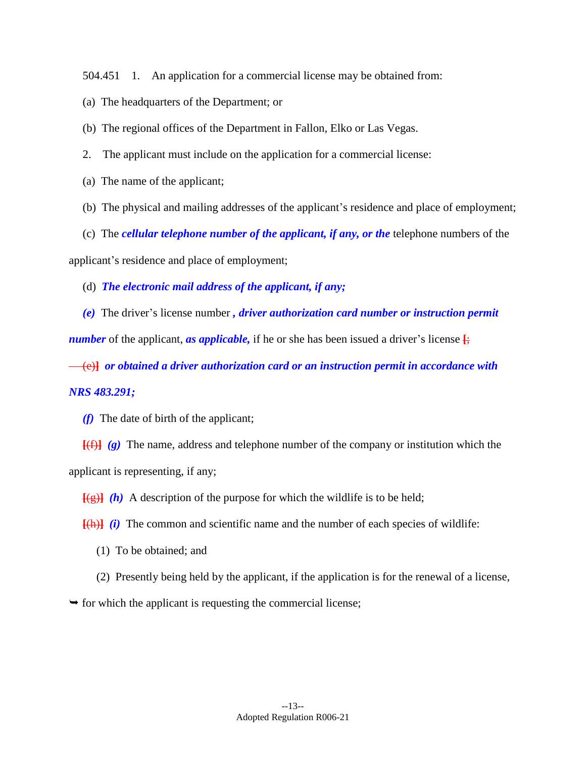504.451 1. An application for a commercial license may be obtained from:

(a) The headquarters of the Department; or

(b) The regional offices of the Department in Fallon, Elko or Las Vegas.

2. The applicant must include on the application for a commercial license:

(a) The name of the applicant;

(b) The physical and mailing addresses of the applicant's residence and place of employment;

(c) The ***cellular telephone number of the applicant, if any, or the*** telephone numbers of the applicant's residence and place of employment;

(d) ***The electronic mail address of the applicant, if any;***

***(e)*** The driver's license number ***, driver authorization card number or instruction permit number*** of the applicant, ***as applicable,*** if he or she has been issued a driver's license **[~~;~~**

~~(e)~~**]** ***or obtained a driver authorization card or an instruction permit in accordance with NRS 483.291;***

***(f)*** The date of birth of the applicant;

**[~~(f)~~]** ***(g)*** The name, address and telephone number of the company or institution which the applicant is representing, if any;

**[~~(g)~~]** ***(h)*** A description of the purpose for which the wildlife is to be held;

**[~~(h)~~]** ***(i)*** The common and scientific name and the number of each species of wildlife:

(1) To be obtained; and

(2) Presently being held by the applicant, if the application is for the renewal of a license,

➥ for which the applicant is requesting the commercial license;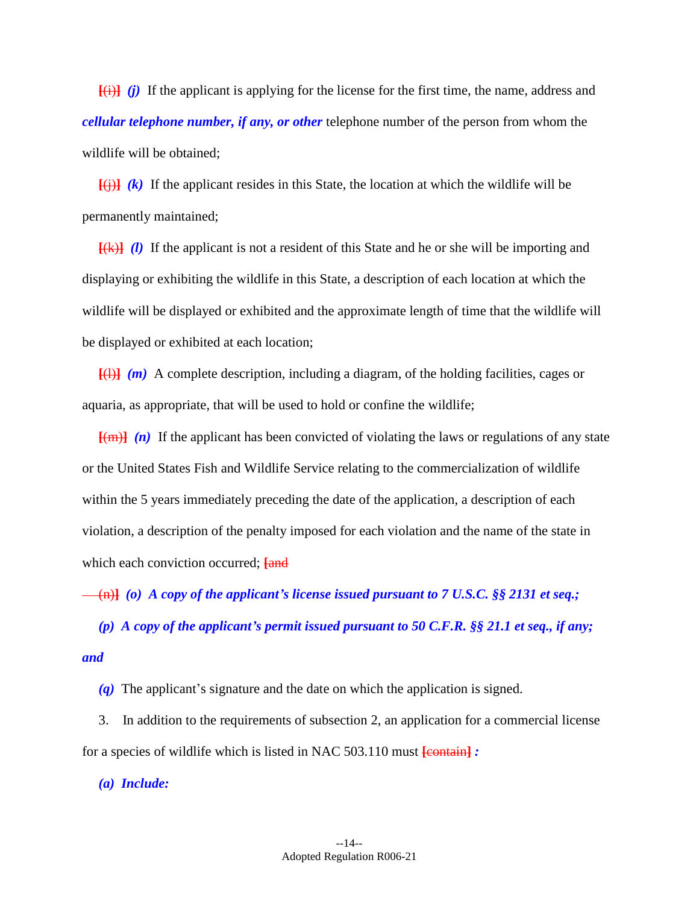~~[(i)]~~ ***(j)*** If the applicant is applying for the license for the first time, the name, address and ***cellular telephone number, if any, or other*** telephone number of the person from whom the wildlife will be obtained;

~~[(j)]~~ ***(k)*** If the applicant resides in this State, the location at which the wildlife will be permanently maintained;

~~[(k)]~~ ***(l)*** If the applicant is not a resident of this State and he or she will be importing and displaying or exhibiting the wildlife in this State, a description of each location at which the wildlife will be displayed or exhibited and the approximate length of time that the wildlife will be displayed or exhibited at each location;

~~[(l)]~~ ***(m)*** A complete description, including a diagram, of the holding facilities, cages or aquaria, as appropriate, that will be used to hold or confine the wildlife;

~~[(m)]~~ ***(n)*** If the applicant has been convicted of violating the laws or regulations of any state or the United States Fish and Wildlife Service relating to the commercialization of wildlife within the 5 years immediately preceding the date of the application, a description of each violation, a description of the penalty imposed for each violation and the name of the state in which each conviction occurred; ~~[and~~

~~(n)]~~ ***(o) A copy of the applicant's license issued pursuant to 7 U.S.C. §§ 2131 et seq.;***

***(p) A copy of the applicant's permit issued pursuant to 50 C.F.R. §§ 21.1 et seq., if any; and***

***(q)*** The applicant's signature and the date on which the application is signed.

3. In addition to the requirements of subsection 2, an application for a commercial license for a species of wildlife which is listed in NAC 503.110 must ~~[contain]~~ ***:***

***(a) Include:***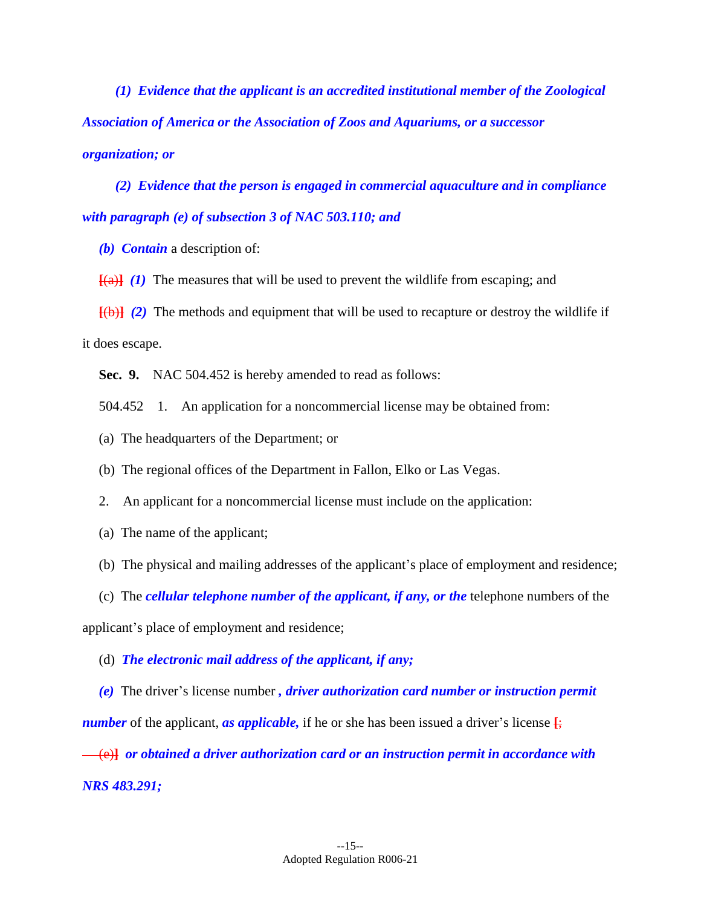***(1) Evidence that the applicant is an accredited institutional member of the Zoological Association of America or the Association of Zoos and Aquariums, or a successor organization; or***

***(2) Evidence that the person is engaged in commercial aquaculture and in compliance with paragraph (e) of subsection 3 of NAC 503.110; and***

***(b) Contain*** a description of:

[(a)] ***(1)*** The measures that will be used to prevent the wildlife from escaping; and

[(b)] ***(2)*** The methods and equipment that will be used to recapture or destroy the wildlife if it does escape.

**Sec. 9.** NAC 504.452 is hereby amended to read as follows:

504.452 1. An application for a noncommercial license may be obtained from:

(a) The headquarters of the Department; or

(b) The regional offices of the Department in Fallon, Elko or Las Vegas.

2. An applicant for a noncommercial license must include on the application:

(a) The name of the applicant;

(b) The physical and mailing addresses of the applicant's place of employment and residence;

(c) The ***cellular telephone number of the applicant, if any, or the*** telephone numbers of the applicant's place of employment and residence;

(d) ***The electronic mail address of the applicant, if any;***

***(e)*** The driver's license number ***, driver authorization card number or instruction permit number*** of the applicant, ***as applicable,*** if he or she has been issued a driver's license [;

(e)] ***or obtained a driver authorization card or an instruction permit in accordance with NRS 483.291;***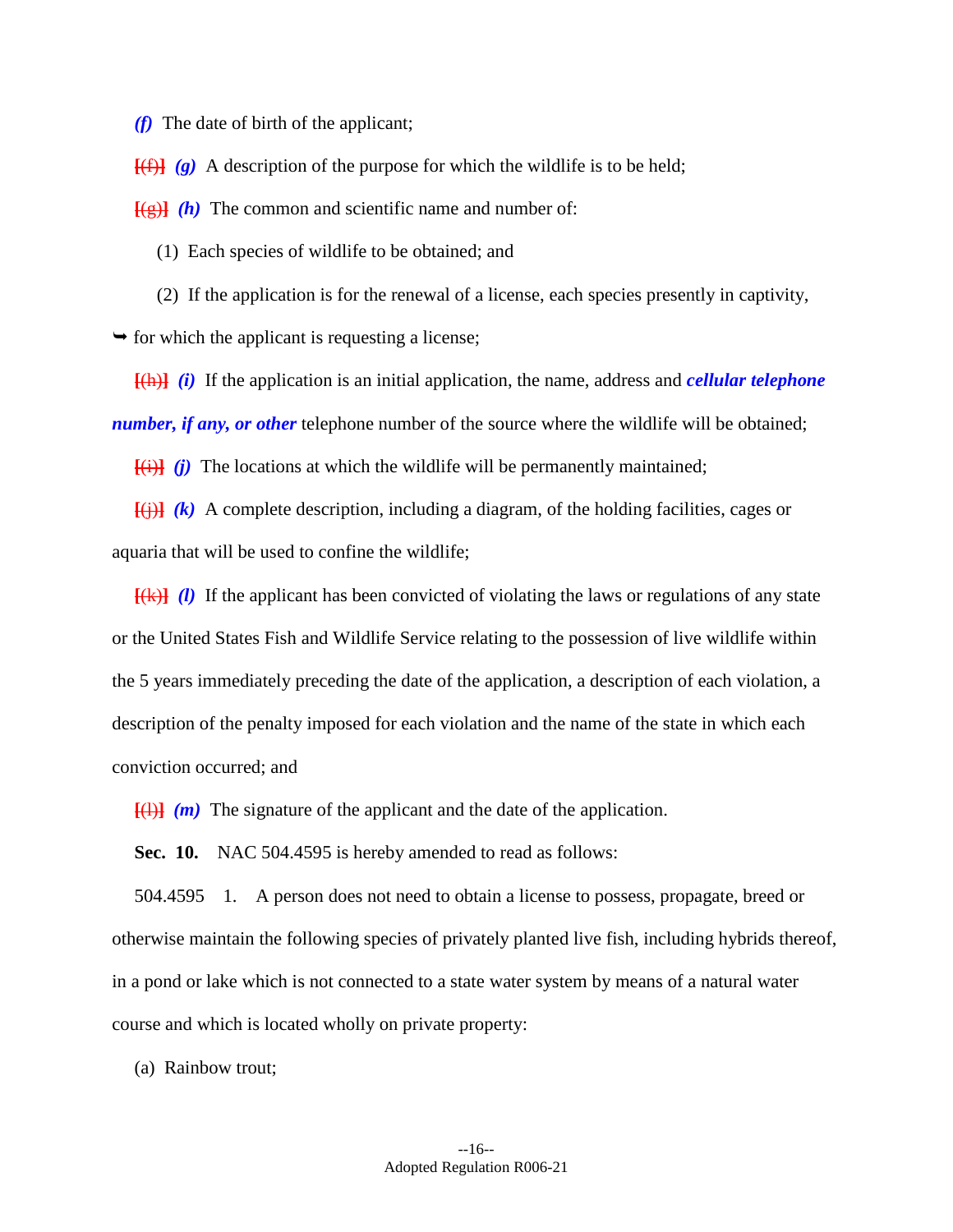*(f)* The date of birth of the applicant;

[(f)] *(g)* A description of the purpose for which the wildlife is to be held;

[(g)] *(h)* The common and scientific name and number of:

(1) Each species of wildlife to be obtained; and

(2) If the application is for the renewal of a license, each species presently in captivity,

➥ for which the applicant is requesting a license;

[(h)] *(i)* If the application is an initial application, the name, address and ***cellular telephone number, if any, or other*** telephone number of the source where the wildlife will be obtained;

[(i)] *(j)* The locations at which the wildlife will be permanently maintained;

[(j)] *(k)* A complete description, including a diagram, of the holding facilities, cages or aquaria that will be used to confine the wildlife;

[(k)] *(l)* If the applicant has been convicted of violating the laws or regulations of any state or the United States Fish and Wildlife Service relating to the possession of live wildlife within the 5 years immediately preceding the date of the application, a description of each violation, a description of the penalty imposed for each violation and the name of the state in which each conviction occurred; and

[(l)] *(m)* The signature of the applicant and the date of the application.

**Sec. 10.** NAC 504.4595 is hereby amended to read as follows:

504.4595 1. A person does not need to obtain a license to possess, propagate, breed or otherwise maintain the following species of privately planted live fish, including hybrids thereof, in a pond or lake which is not connected to a state water system by means of a natural water course and which is located wholly on private property:

(a) Rainbow trout;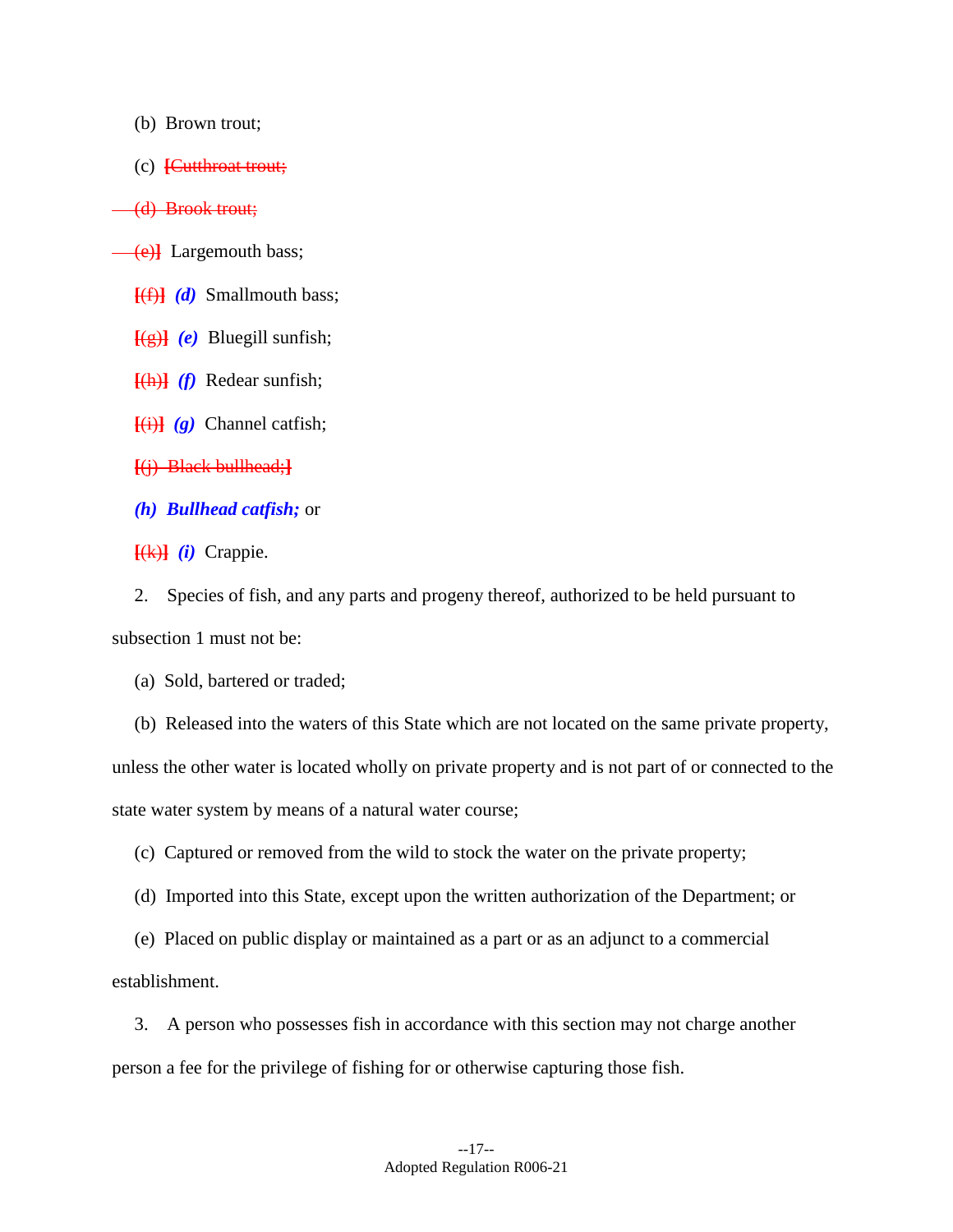(b) Brown trout;

(c) ~~[Cutthroat trout;~~

~~(d) Brook trout;~~

~~(e)]~~ Largemouth bass;

~~[(f)]~~ ***(d)*** Smallmouth bass;

~~[(g)]~~ ***(e)*** Bluegill sunfish;

~~[(h)]~~ ***(f)*** Redear sunfish;

~~[(i)]~~ ***(g)*** Channel catfish;

~~[(j) Black bullhead;]~~

***(h) Bullhead catfish;*** or

~~[(k)]~~ ***(i)*** Crappie.

2. Species of fish, and any parts and progeny thereof, authorized to be held pursuant to subsection 1 must not be:

(a) Sold, bartered or traded;

(b) Released into the waters of this State which are not located on the same private property, unless the other water is located wholly on private property and is not part of or connected to the state water system by means of a natural water course;

(c) Captured or removed from the wild to stock the water on the private property;

(d) Imported into this State, except upon the written authorization of the Department; or

(e) Placed on public display or maintained as a part or as an adjunct to a commercial establishment.

3. A person who possesses fish in accordance with this section may not charge another person a fee for the privilege of fishing for or otherwise capturing those fish.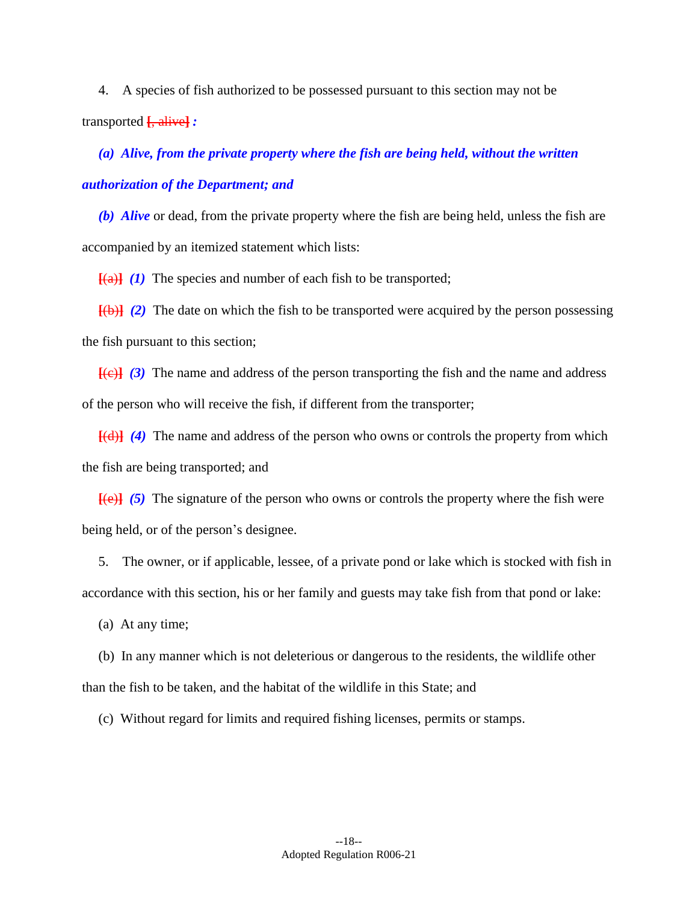4. A species of fish authorized to be possessed pursuant to this section may not be transported [, alive] *:*

***(a) Alive, from the private property where the fish are being held, without the written authorization of the Department; and***

***(b) Alive*** or dead, from the private property where the fish are being held, unless the fish are accompanied by an itemized statement which lists:

[(a)] ***(1)*** The species and number of each fish to be transported;

[(b)] ***(2)*** The date on which the fish to be transported were acquired by the person possessing the fish pursuant to this section;

[(c)] ***(3)*** The name and address of the person transporting the fish and the name and address of the person who will receive the fish, if different from the transporter;

[(d)] ***(4)*** The name and address of the person who owns or controls the property from which the fish are being transported; and

[(e)] ***(5)*** The signature of the person who owns or controls the property where the fish were being held, or of the person's designee.

5. The owner, or if applicable, lessee, of a private pond or lake which is stocked with fish in accordance with this section, his or her family and guests may take fish from that pond or lake:

(a) At any time;

(b) In any manner which is not deleterious or dangerous to the residents, the wildlife other than the fish to be taken, and the habitat of the wildlife in this State; and

(c) Without regard for limits and required fishing licenses, permits or stamps.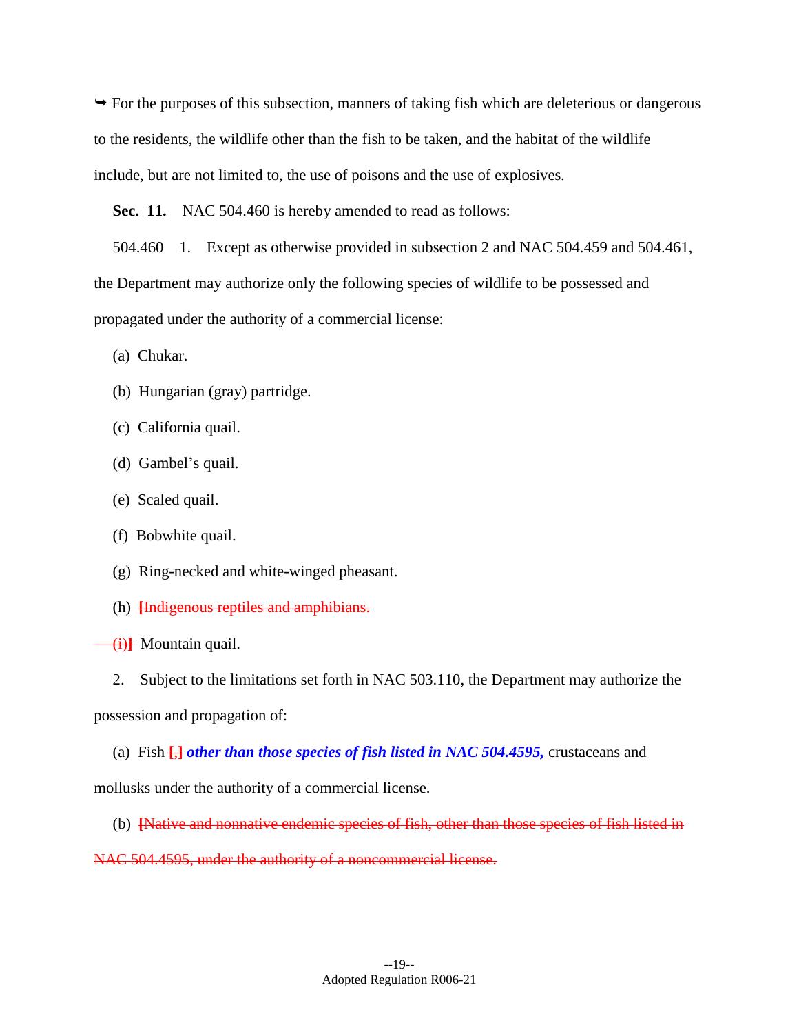➥ For the purposes of this subsection, manners of taking fish which are deleterious or dangerous to the residents, the wildlife other than the fish to be taken, and the habitat of the wildlife include, but are not limited to, the use of poisons and the use of explosives.

**Sec. 11.** NAC 504.460 is hereby amended to read as follows:

504.460 1. Except as otherwise provided in subsection 2 and NAC 504.459 and 504.461, the Department may authorize only the following species of wildlife to be possessed and propagated under the authority of a commercial license:

(a) Chukar.

(b) Hungarian (gray) partridge.

(c) California quail.

(d) Gambel's quail.

(e) Scaled quail.

(f) Bobwhite quail.

(g) Ring-necked and white-winged pheasant.

(h) ~~[Indigenous reptiles and amphibians.~~

~~(i)]~~ Mountain quail.

2. Subject to the limitations set forth in NAC 503.110, the Department may authorize the possession and propagation of:

(a) Fish ~~[,]~~ ***other than those species of fish listed in NAC 504.4595,*** crustaceans and mollusks under the authority of a commercial license.

(b) ~~[Native and nonnative endemic species of fish, other than those species of fish listed in NAC 504.4595, under the authority of a noncommercial license.~~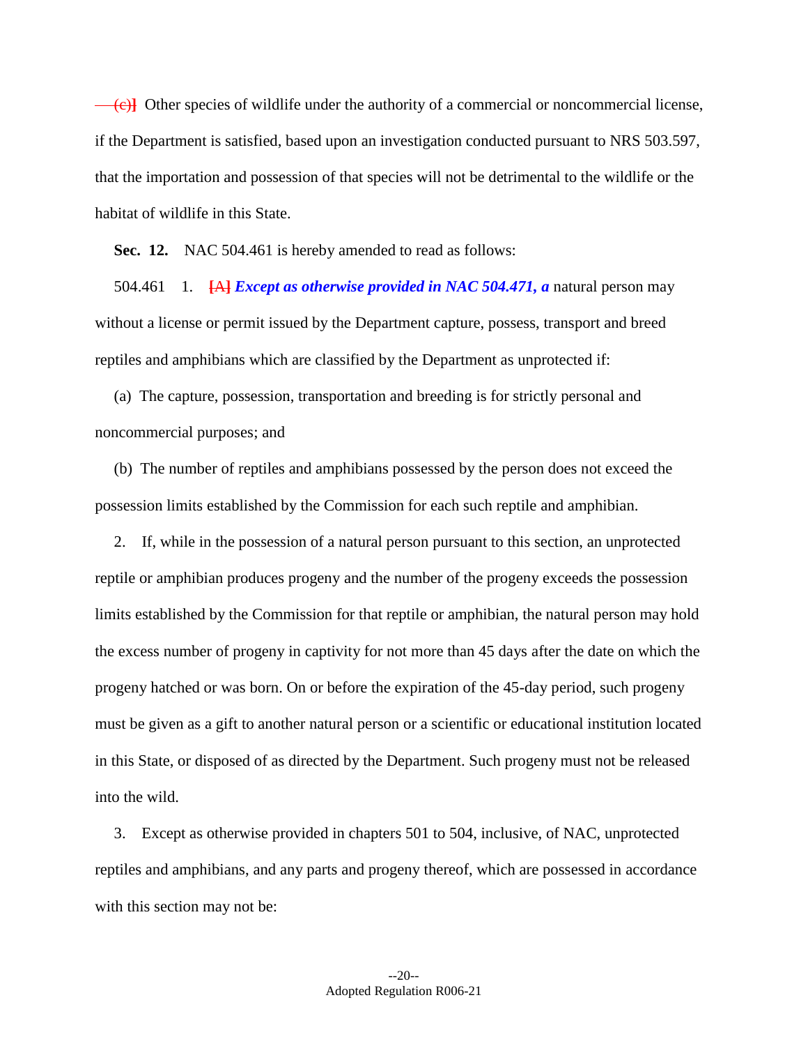~~(c)]~~ Other species of wildlife under the authority of a commercial or noncommercial license, if the Department is satisfied, based upon an investigation conducted pursuant to NRS 503.597, that the importation and possession of that species will not be detrimental to the wildlife or the habitat of wildlife in this State.

**Sec. 12.** NAC 504.461 is hereby amended to read as follows:

504.461 1. **[A]** ***Except as otherwise provided in NAC 504.471, a*** natural person may without a license or permit issued by the Department capture, possess, transport and breed reptiles and amphibians which are classified by the Department as unprotected if:

(a) The capture, possession, transportation and breeding is for strictly personal and noncommercial purposes; and

(b) The number of reptiles and amphibians possessed by the person does not exceed the possession limits established by the Commission for each such reptile and amphibian.

2. If, while in the possession of a natural person pursuant to this section, an unprotected reptile or amphibian produces progeny and the number of the progeny exceeds the possession limits established by the Commission for that reptile or amphibian, the natural person may hold the excess number of progeny in captivity for not more than 45 days after the date on which the progeny hatched or was born. On or before the expiration of the 45-day period, such progeny must be given as a gift to another natural person or a scientific or educational institution located in this State, or disposed of as directed by the Department. Such progeny must not be released into the wild.

3. Except as otherwise provided in chapters 501 to 504, inclusive, of NAC, unprotected reptiles and amphibians, and any parts and progeny thereof, which are possessed in accordance with this section may not be: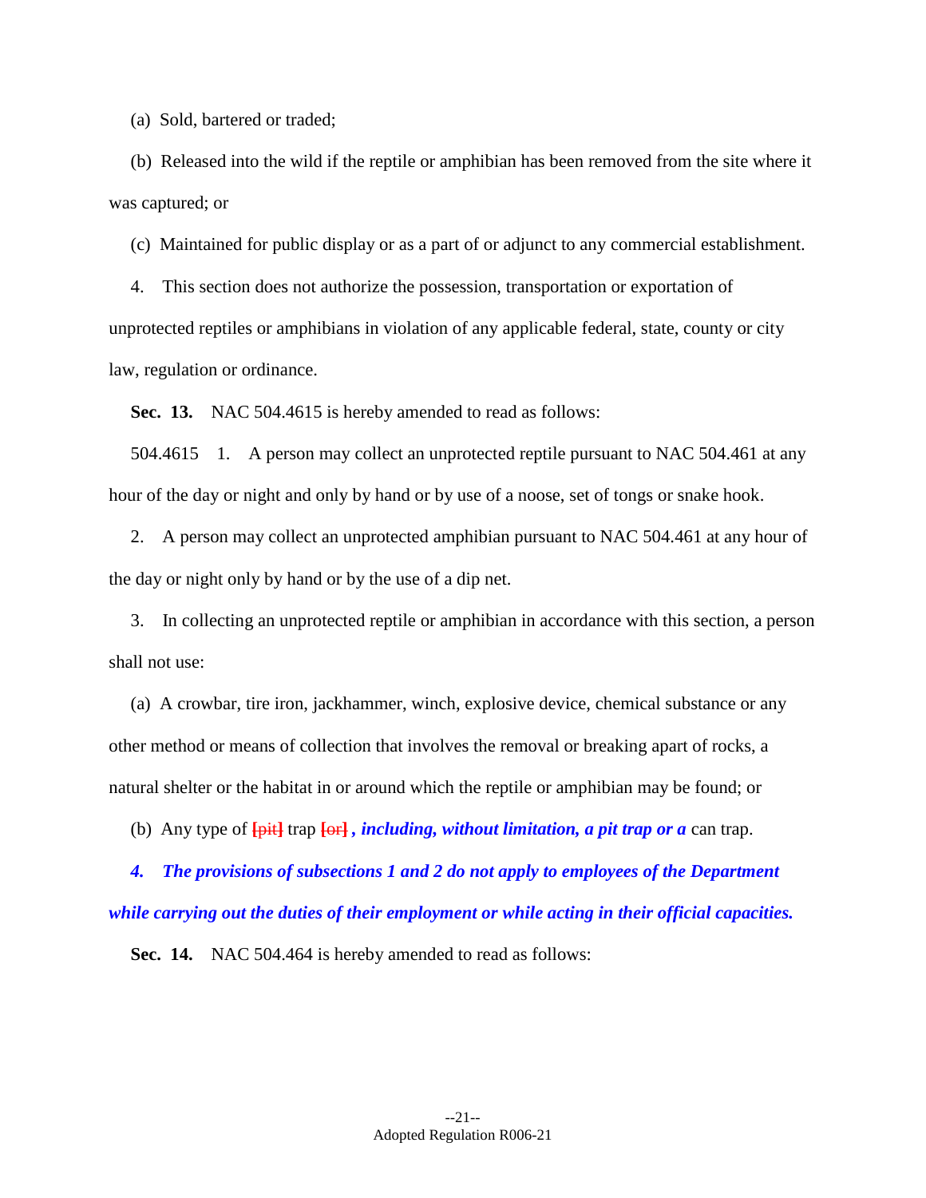(a) Sold, bartered or traded;

(b) Released into the wild if the reptile or amphibian has been removed from the site where it was captured; or

(c) Maintained for public display or as a part of or adjunct to any commercial establishment.

4. This section does not authorize the possession, transportation or exportation of unprotected reptiles or amphibians in violation of any applicable federal, state, county or city law, regulation or ordinance.

**Sec. 13.** NAC 504.4615 is hereby amended to read as follows:

504.4615 1. A person may collect an unprotected reptile pursuant to NAC 504.461 at any hour of the day or night and only by hand or by use of a noose, set of tongs or snake hook.

2. A person may collect an unprotected amphibian pursuant to NAC 504.461 at any hour of the day or night only by hand or by the use of a dip net.

3. In collecting an unprotected reptile or amphibian in accordance with this section, a person shall not use:

(a) A crowbar, tire iron, jackhammer, winch, explosive device, chemical substance or any other method or means of collection that involves the removal or breaking apart of rocks, a natural shelter or the habitat in or around which the reptile or amphibian may be found; or

(b) Any type of [pit] trap [or] ***, including, without limitation, a pit trap or a*** can trap.

***4. The provisions of subsections 1 and 2 do not apply to employees of the Department while carrying out the duties of their employment or while acting in their official capacities.***

**Sec. 14.** NAC 504.464 is hereby amended to read as follows: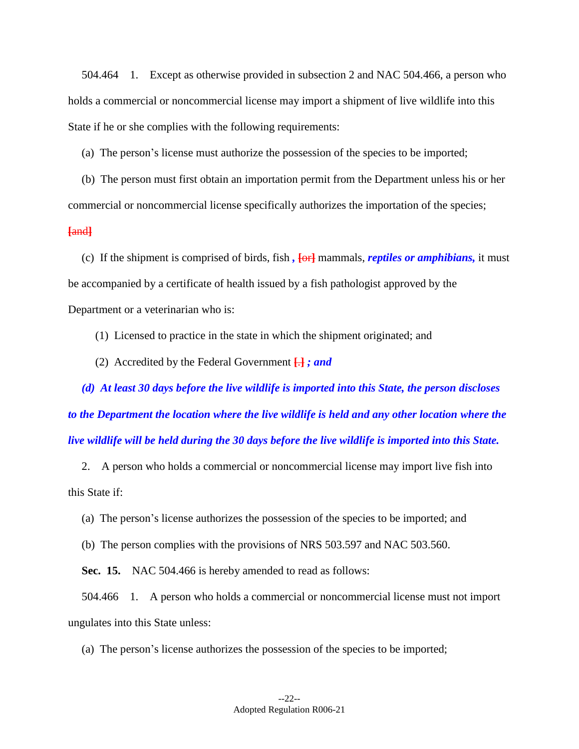504.464 1. Except as otherwise provided in subsection 2 and NAC 504.466, a person who holds a commercial or noncommercial license may import a shipment of live wildlife into this State if he or she complies with the following requirements:

(a) The person's license must authorize the possession of the species to be imported;

(b) The person must first obtain an importation permit from the Department unless his or her commercial or noncommercial license specifically authorizes the importation of the species; [and]

(c) If the shipment is comprised of birds, fish *,* [or] mammals, ***reptiles or amphibians,*** it must be accompanied by a certificate of health issued by a fish pathologist approved by the Department or a veterinarian who is:

(1) Licensed to practice in the state in which the shipment originated; and

(2) Accredited by the Federal Government [.] ***; and***

***(d) At least 30 days before the live wildlife is imported into this State, the person discloses to the Department the location where the live wildlife is held and any other location where the live wildlife will be held during the 30 days before the live wildlife is imported into this State.***

2. A person who holds a commercial or noncommercial license may import live fish into this State if:

(a) The person's license authorizes the possession of the species to be imported; and

(b) The person complies with the provisions of NRS 503.597 and NAC 503.560.

**Sec. 15.** NAC 504.466 is hereby amended to read as follows:

504.466 1. A person who holds a commercial or noncommercial license must not import ungulates into this State unless:

(a) The person's license authorizes the possession of the species to be imported;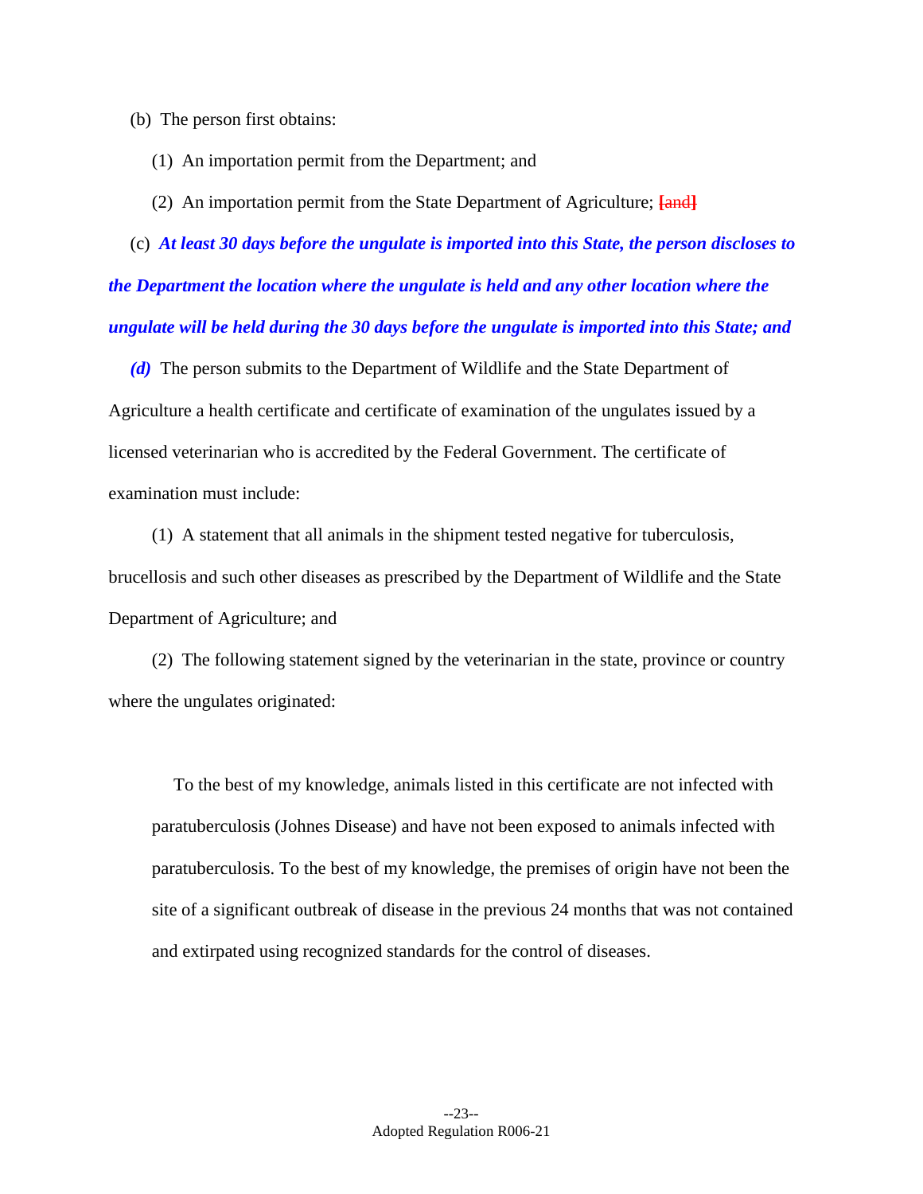(b) The person first obtains:

(1) An importation permit from the Department; and

(2) An importation permit from the State Department of Agriculture; [and]

(c) ***At least 30 days before the ungulate is imported into this State, the person discloses to the Department the location where the ungulate is held and any other location where the ungulate will be held during the 30 days before the ungulate is imported into this State; and***

***(d)*** The person submits to the Department of Wildlife and the State Department of Agriculture a health certificate and certificate of examination of the ungulates issued by a licensed veterinarian who is accredited by the Federal Government. The certificate of examination must include:

(1) A statement that all animals in the shipment tested negative for tuberculosis, brucellosis and such other diseases as prescribed by the Department of Wildlife and the State Department of Agriculture; and

(2) The following statement signed by the veterinarian in the state, province or country where the ungulates originated:

> To the best of my knowledge, animals listed in this certificate are not infected with paratuberculosis (Johnes Disease) and have not been exposed to animals infected with paratuberculosis. To the best of my knowledge, the premises of origin have not been the site of a significant outbreak of disease in the previous 24 months that was not contained and extirpated using recognized standards for the control of diseases.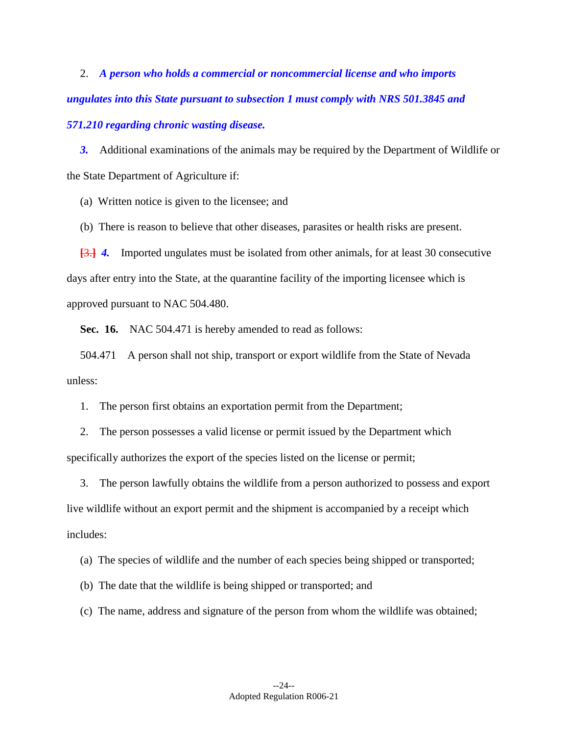2. ***A person who holds a commercial or noncommercial license and who imports ungulates into this State pursuant to subsection 1 must comply with NRS 501.3845 and 571.210 regarding chronic wasting disease.***

***3.*** Additional examinations of the animals may be required by the Department of Wildlife or the State Department of Agriculture if:

(a) Written notice is given to the licensee; and

(b) There is reason to believe that other diseases, parasites or health risks are present.

[3.] ***4.*** Imported ungulates must be isolated from other animals, for at least 30 consecutive days after entry into the State, at the quarantine facility of the importing licensee which is approved pursuant to NAC 504.480.

**Sec. 16.** NAC 504.471 is hereby amended to read as follows:

504.471 A person shall not ship, transport or export wildlife from the State of Nevada unless:

1. The person first obtains an exportation permit from the Department;

2. The person possesses a valid license or permit issued by the Department which specifically authorizes the export of the species listed on the license or permit;

3. The person lawfully obtains the wildlife from a person authorized to possess and export live wildlife without an export permit and the shipment is accompanied by a receipt which includes:

(a) The species of wildlife and the number of each species being shipped or transported;

(b) The date that the wildlife is being shipped or transported; and

(c) The name, address and signature of the person from whom the wildlife was obtained;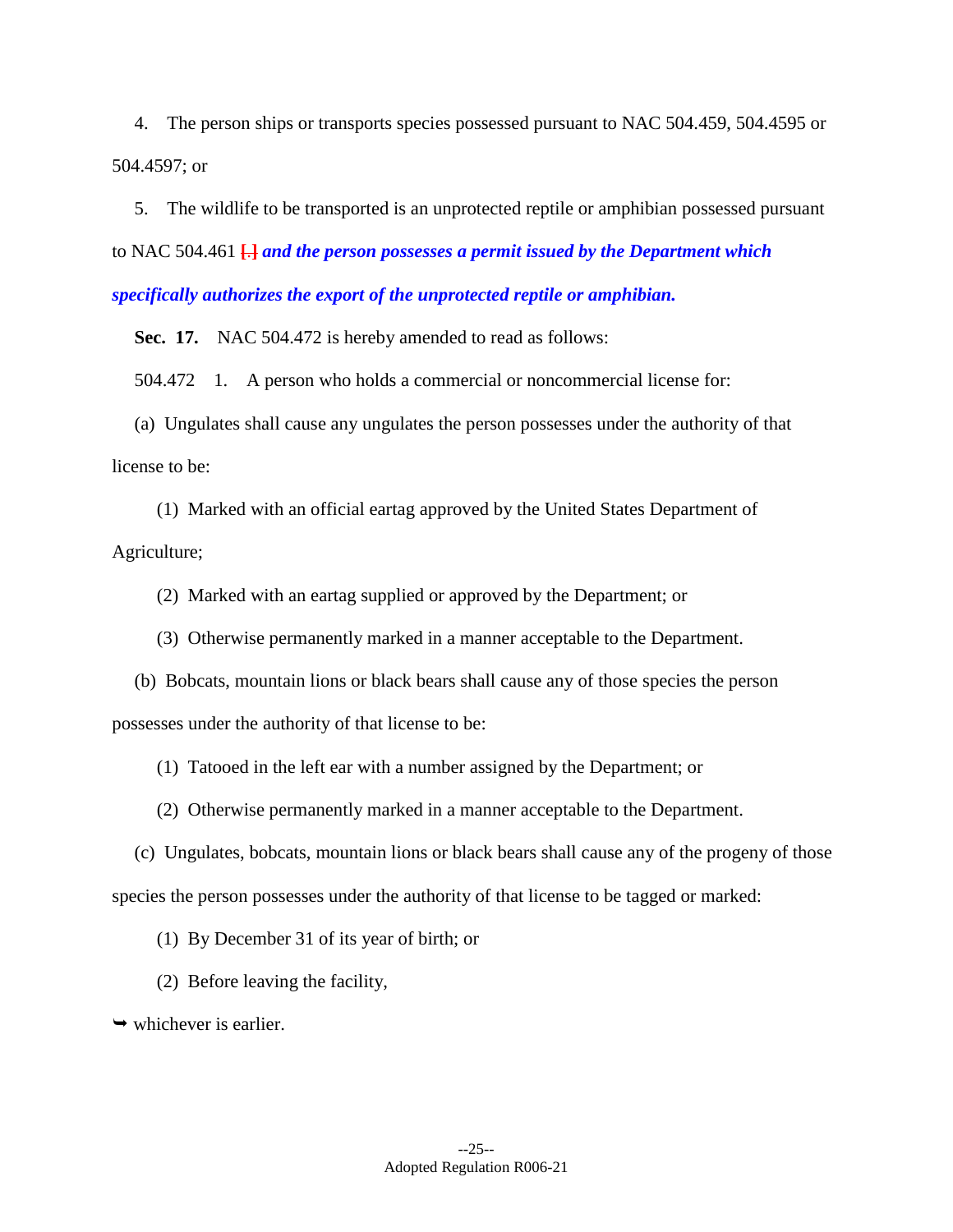4. The person ships or transports species possessed pursuant to NAC 504.459, 504.4595 or 504.4597; or

5. The wildlife to be transported is an unprotected reptile or amphibian possessed pursuant to NAC 504.461 [.] ***and the person possesses a permit issued by the Department which specifically authorizes the export of the unprotected reptile or amphibian.***

**Sec. 17.** NAC 504.472 is hereby amended to read as follows:

504.472 1. A person who holds a commercial or noncommercial license for:

(a) Ungulates shall cause any ungulates the person possesses under the authority of that license to be:

(1) Marked with an official eartag approved by the United States Department of Agriculture;

(2) Marked with an eartag supplied or approved by the Department; or

(3) Otherwise permanently marked in a manner acceptable to the Department.

(b) Bobcats, mountain lions or black bears shall cause any of those species the person possesses under the authority of that license to be:

(1) Tatooed in the left ear with a number assigned by the Department; or

(2) Otherwise permanently marked in a manner acceptable to the Department.

(c) Ungulates, bobcats, mountain lions or black bears shall cause any of the progeny of those species the person possesses under the authority of that license to be tagged or marked:

(1) By December 31 of its year of birth; or

(2) Before leaving the facility,

➥ whichever is earlier.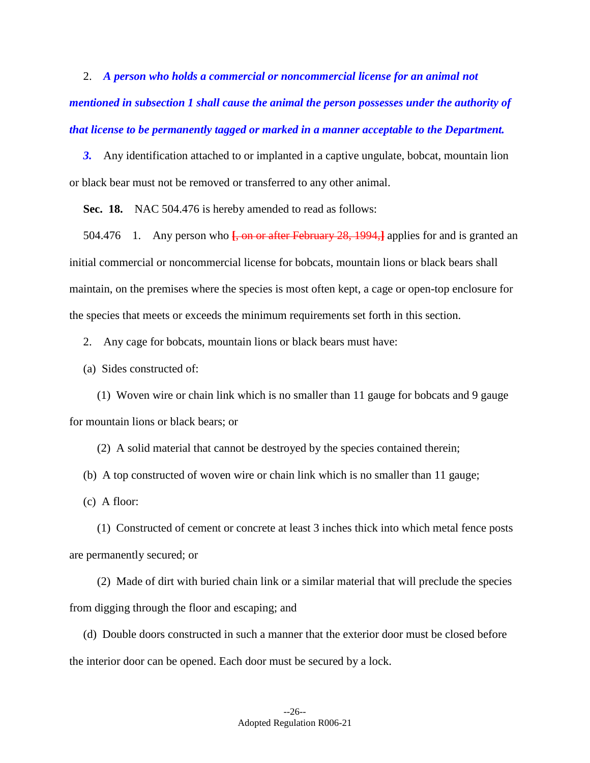2. ***A person who holds a commercial or noncommercial license for an animal not mentioned in subsection 1 shall cause the animal the person possesses under the authority of that license to be permanently tagged or marked in a manner acceptable to the Department.***

***3.*** Any identification attached to or implanted in a captive ungulate, bobcat, mountain lion or black bear must not be removed or transferred to any other animal.

**Sec. 18.** NAC 504.476 is hereby amended to read as follows:

504.476 1. Any person who [~~, on or after February 28, 1994,~~] applies for and is granted an initial commercial or noncommercial license for bobcats, mountain lions or black bears shall maintain, on the premises where the species is most often kept, a cage or open-top enclosure for the species that meets or exceeds the minimum requirements set forth in this section.

2. Any cage for bobcats, mountain lions or black bears must have:

(a) Sides constructed of:

(1) Woven wire or chain link which is no smaller than 11 gauge for bobcats and 9 gauge for mountain lions or black bears; or

(2) A solid material that cannot be destroyed by the species contained therein;

(b) A top constructed of woven wire or chain link which is no smaller than 11 gauge;

(c) A floor:

(1) Constructed of cement or concrete at least 3 inches thick into which metal fence posts are permanently secured; or

(2) Made of dirt with buried chain link or a similar material that will preclude the species from digging through the floor and escaping; and

(d) Double doors constructed in such a manner that the exterior door must be closed before the interior door can be opened. Each door must be secured by a lock.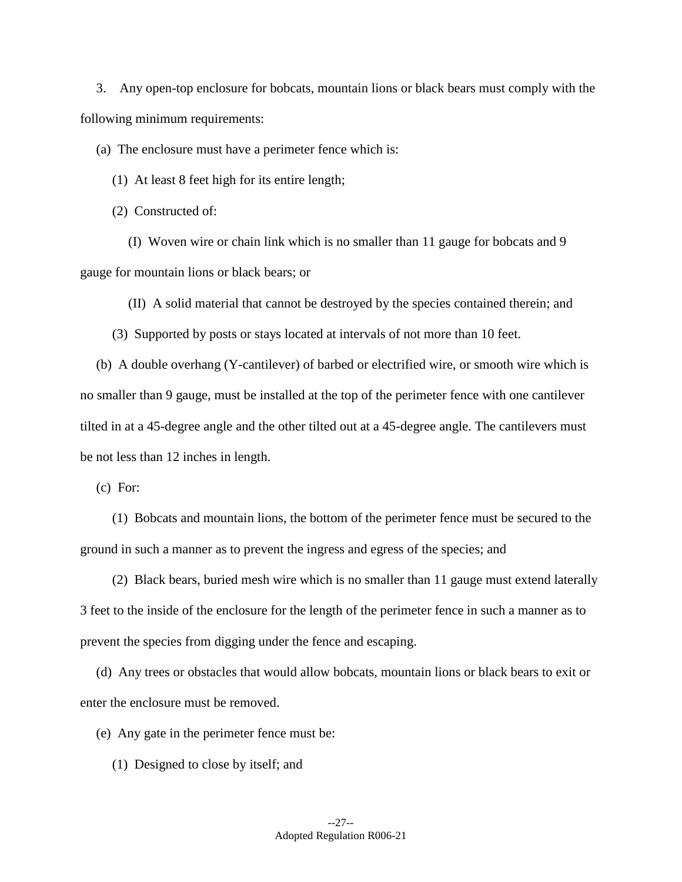3. Any open-top enclosure for bobcats, mountain lions or black bears must comply with the following minimum requirements:

(a) The enclosure must have a perimeter fence which is:

(1) At least 8 feet high for its entire length;

(2) Constructed of:

(I) Woven wire or chain link which is no smaller than 11 gauge for bobcats and 9 gauge for mountain lions or black bears; or

(II) A solid material that cannot be destroyed by the species contained therein; and

(3) Supported by posts or stays located at intervals of not more than 10 feet.

(b) A double overhang (Y-cantilever) of barbed or electrified wire, or smooth wire which is no smaller than 9 gauge, must be installed at the top of the perimeter fence with one cantilever tilted in at a 45-degree angle and the other tilted out at a 45-degree angle. The cantilevers must be not less than 12 inches in length.

(c) For:

(1) Bobcats and mountain lions, the bottom of the perimeter fence must be secured to the ground in such a manner as to prevent the ingress and egress of the species; and

(2) Black bears, buried mesh wire which is no smaller than 11 gauge must extend laterally 3 feet to the inside of the enclosure for the length of the perimeter fence in such a manner as to prevent the species from digging under the fence and escaping.

(d) Any trees or obstacles that would allow bobcats, mountain lions or black bears to exit or enter the enclosure must be removed.

(e) Any gate in the perimeter fence must be:

(1) Designed to close by itself; and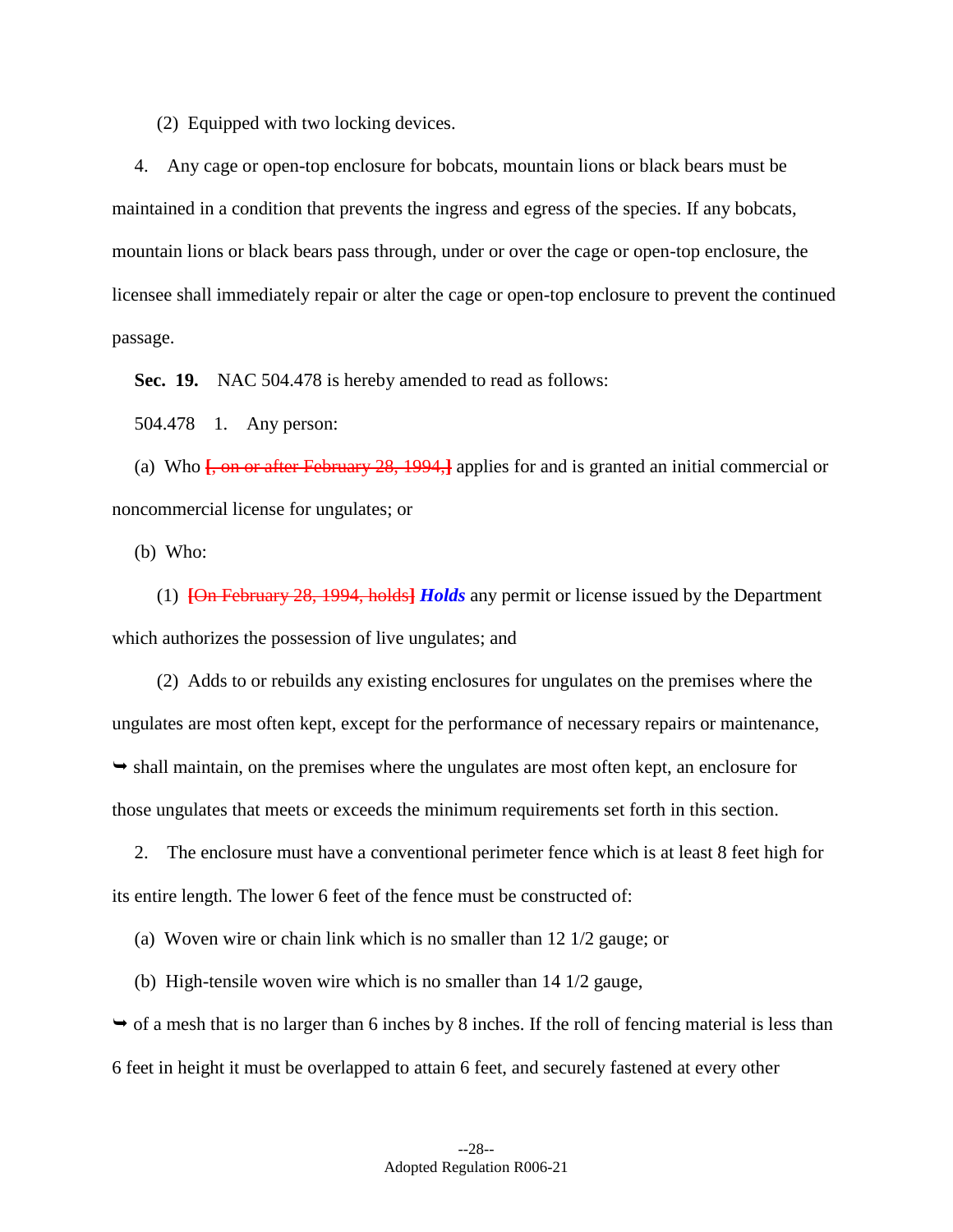(2) Equipped with two locking devices.

4. Any cage or open-top enclosure for bobcats, mountain lions or black bears must be maintained in a condition that prevents the ingress and egress of the species. If any bobcats, mountain lions or black bears pass through, under or over the cage or open-top enclosure, the licensee shall immediately repair or alter the cage or open-top enclosure to prevent the continued passage.

**Sec. 19.** NAC 504.478 is hereby amended to read as follows:

504.478 1. Any person:

(a) Who ~~[, on or after February 28, 1994,]~~ applies for and is granted an initial commercial or noncommercial license for ungulates; or

(b) Who:

(1) ~~[On February 28, 1994, holds]~~ ***Holds*** any permit or license issued by the Department which authorizes the possession of live ungulates; and

(2) Adds to or rebuilds any existing enclosures for ungulates on the premises where the ungulates are most often kept, except for the performance of necessary repairs or maintenance,

➥ shall maintain, on the premises where the ungulates are most often kept, an enclosure for those ungulates that meets or exceeds the minimum requirements set forth in this section.

2. The enclosure must have a conventional perimeter fence which is at least 8 feet high for its entire length. The lower 6 feet of the fence must be constructed of:

(a) Woven wire or chain link which is no smaller than 12 1/2 gauge; or

(b) High-tensile woven wire which is no smaller than 14 1/2 gauge,

➥ of a mesh that is no larger than 6 inches by 8 inches. If the roll of fencing material is less than 6 feet in height it must be overlapped to attain 6 feet, and securely fastened at every other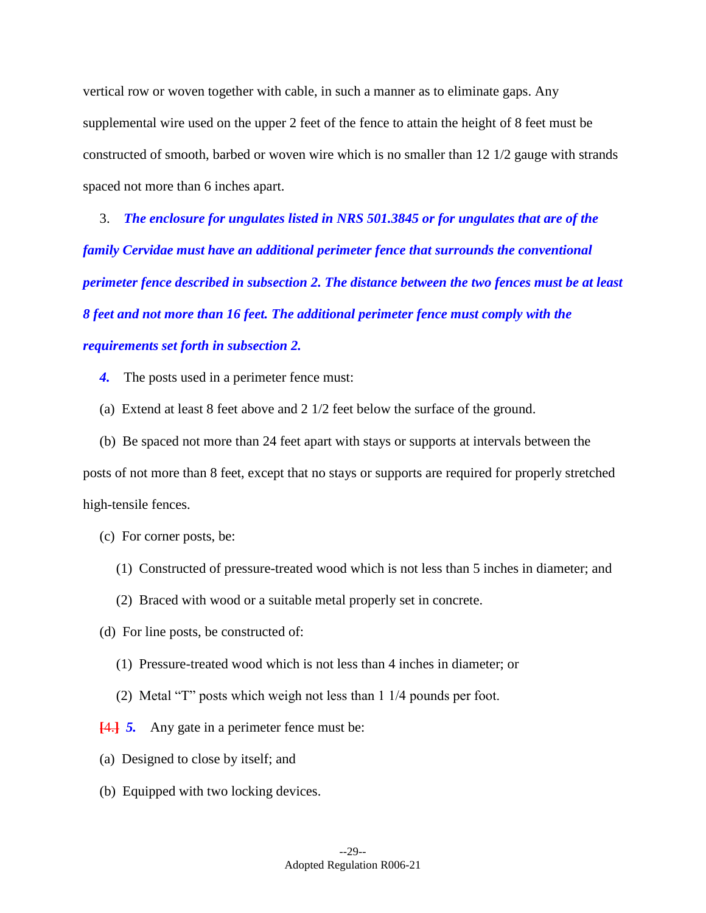vertical row or woven together with cable, in such a manner as to eliminate gaps. Any supplemental wire used on the upper 2 feet of the fence to attain the height of 8 feet must be constructed of smooth, barbed or woven wire which is no smaller than 12 1/2 gauge with strands spaced not more than 6 inches apart.

3. ***The enclosure for ungulates listed in NRS 501.3845 or for ungulates that are of the family Cervidae must have an additional perimeter fence that surrounds the conventional perimeter fence described in subsection 2. The distance between the two fences must be at least 8 feet and not more than 16 feet. The additional perimeter fence must comply with the requirements set forth in subsection 2.***

***4.*** The posts used in a perimeter fence must:

(a) Extend at least 8 feet above and 2 1/2 feet below the surface of the ground.

(b) Be spaced not more than 24 feet apart with stays or supports at intervals between the posts of not more than 8 feet, except that no stays or supports are required for properly stretched high-tensile fences.

(c) For corner posts, be:

(1) Constructed of pressure-treated wood which is not less than 5 inches in diameter; and

(2) Braced with wood or a suitable metal properly set in concrete.

(d) For line posts, be constructed of:

(1) Pressure-treated wood which is not less than 4 inches in diameter; or

(2) Metal "T" posts which weigh not less than 1 1/4 pounds per foot.

~~[4.]~~ ***5.*** Any gate in a perimeter fence must be:

(a) Designed to close by itself; and

(b) Equipped with two locking devices.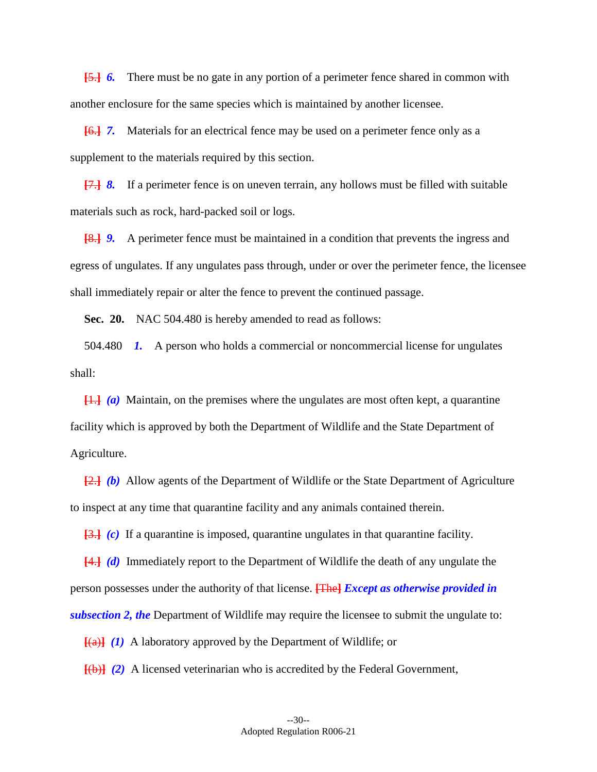[5.] ***6.*** There must be no gate in any portion of a perimeter fence shared in common with another enclosure for the same species which is maintained by another licensee.

[6.] ***7.*** Materials for an electrical fence may be used on a perimeter fence only as a supplement to the materials required by this section.

[7.] ***8.*** If a perimeter fence is on uneven terrain, any hollows must be filled with suitable materials such as rock, hard-packed soil or logs.

[8.] ***9.*** A perimeter fence must be maintained in a condition that prevents the ingress and egress of ungulates. If any ungulates pass through, under or over the perimeter fence, the licensee shall immediately repair or alter the fence to prevent the continued passage.

**Sec. 20.** NAC 504.480 is hereby amended to read as follows:

504.480 ***1.*** A person who holds a commercial or noncommercial license for ungulates shall:

[1.] ***(a)*** Maintain, on the premises where the ungulates are most often kept, a quarantine facility which is approved by both the Department of Wildlife and the State Department of Agriculture.

[2.] ***(b)*** Allow agents of the Department of Wildlife or the State Department of Agriculture to inspect at any time that quarantine facility and any animals contained therein.

[3.] ***(c)*** If a quarantine is imposed, quarantine ungulates in that quarantine facility.

[4.] ***(d)*** Immediately report to the Department of Wildlife the death of any ungulate the person possesses under the authority of that license. [The] ***Except as otherwise provided in subsection 2, the*** Department of Wildlife may require the licensee to submit the ungulate to:

[(a)] ***(1)*** A laboratory approved by the Department of Wildlife; or

[(b)] ***(2)*** A licensed veterinarian who is accredited by the Federal Government,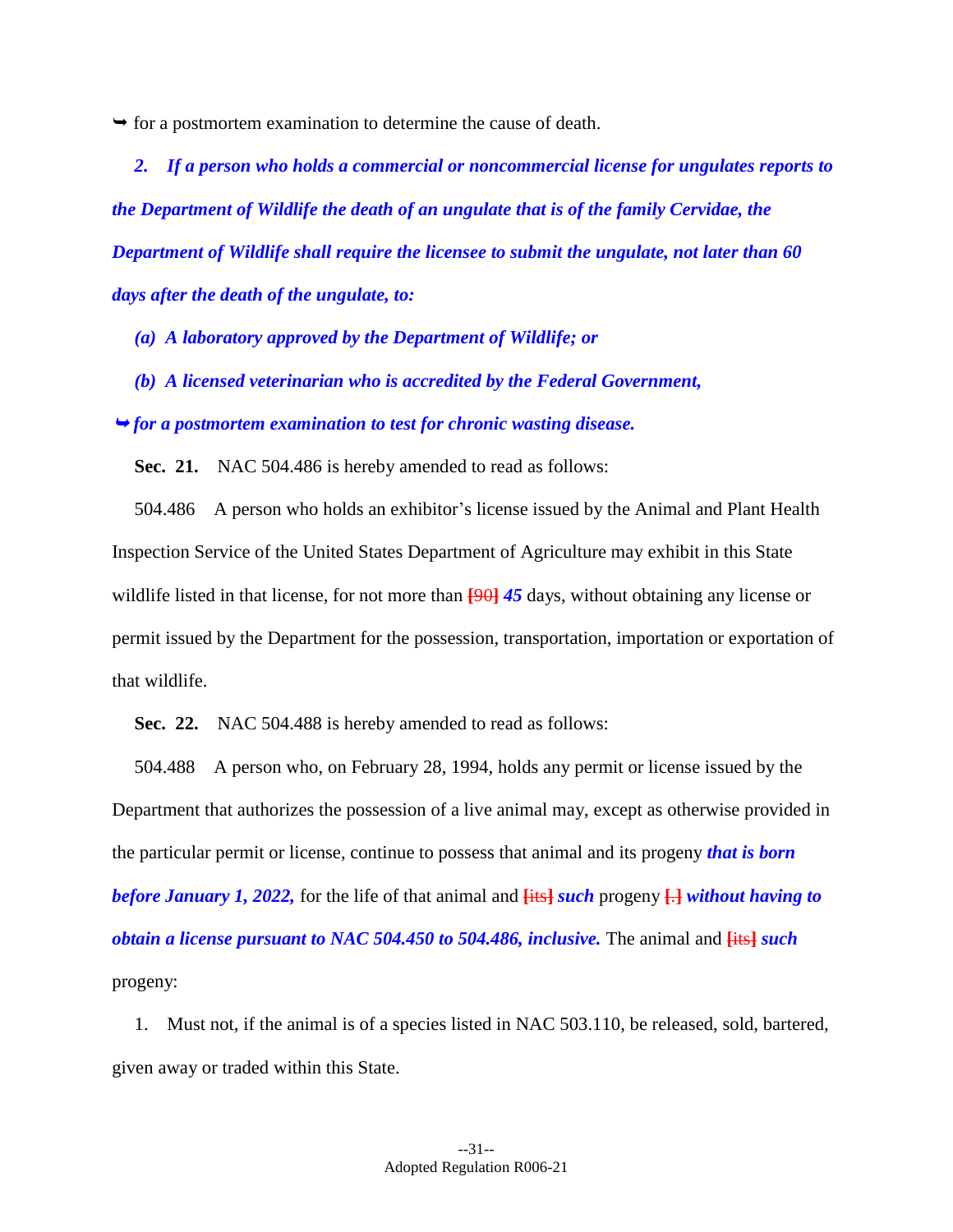➥ for a postmortem examination to determine the cause of death.

*2. If a person who holds a commercial or noncommercial license for ungulates reports to the Department of Wildlife the death of an ungulate that is of the family Cervidae, the Department of Wildlife shall require the licensee to submit the ungulate, not later than 60 days after the death of the ungulate, to:*

*(a) A laboratory approved by the Department of Wildlife; or*

*(b) A licensed veterinarian who is accredited by the Federal Government,*

*➥ for a postmortem examination to test for chronic wasting disease.*

**Sec. 21.** NAC 504.486 is hereby amended to read as follows:

504.486 A person who holds an exhibitor's license issued by the Animal and Plant Health Inspection Service of the United States Department of Agriculture may exhibit in this State wildlife listed in that license, for not more than [90] ***45*** days, without obtaining any license or permit issued by the Department for the possession, transportation, importation or exportation of that wildlife.

**Sec. 22.** NAC 504.488 is hereby amended to read as follows:

504.488 A person who, on February 28, 1994, holds any permit or license issued by the Department that authorizes the possession of a live animal may, except as otherwise provided in the particular permit or license, continue to possess that animal and its progeny ***that is born before January 1, 2022,*** for the life of that animal and [its] ***such*** progeny [.] ***without having to obtain a license pursuant to NAC 504.450 to 504.486, inclusive.*** The animal and [its] ***such*** progeny:

1. Must not, if the animal is of a species listed in NAC 503.110, be released, sold, bartered, given away or traded within this State.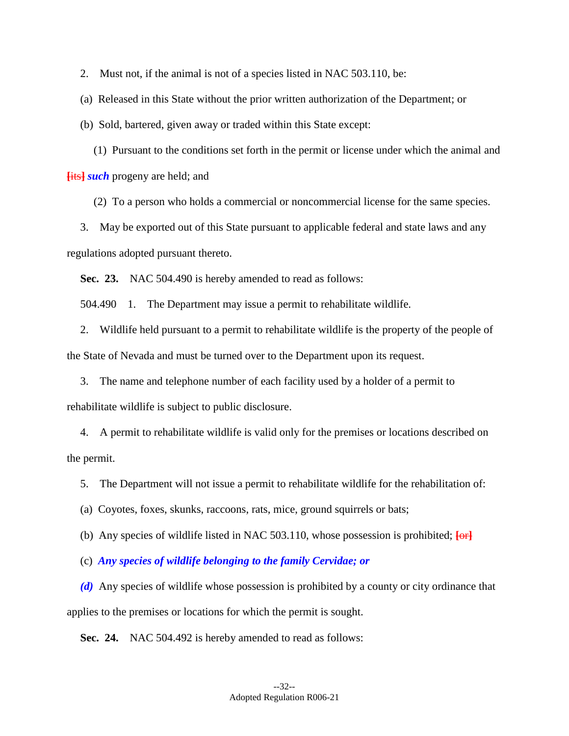2. Must not, if the animal is not of a species listed in NAC 503.110, be:

(a) Released in this State without the prior written authorization of the Department; or

(b) Sold, bartered, given away or traded within this State except:

(1) Pursuant to the conditions set forth in the permit or license under which the animal and [its] ***such*** progeny are held; and

(2) To a person who holds a commercial or noncommercial license for the same species.

3. May be exported out of this State pursuant to applicable federal and state laws and any regulations adopted pursuant thereto.

**Sec. 23.** NAC 504.490 is hereby amended to read as follows:

504.490 1. The Department may issue a permit to rehabilitate wildlife.

2. Wildlife held pursuant to a permit to rehabilitate wildlife is the property of the people of the State of Nevada and must be turned over to the Department upon its request.

3. The name and telephone number of each facility used by a holder of a permit to rehabilitate wildlife is subject to public disclosure.

4. A permit to rehabilitate wildlife is valid only for the premises or locations described on the permit.

5. The Department will not issue a permit to rehabilitate wildlife for the rehabilitation of:

(a) Coyotes, foxes, skunks, raccoons, rats, mice, ground squirrels or bats;

(b) Any species of wildlife listed in NAC 503.110, whose possession is prohibited; [or]

(c) ***Any species of wildlife belonging to the family Cervidae; or***

***(d)*** Any species of wildlife whose possession is prohibited by a county or city ordinance that applies to the premises or locations for which the permit is sought.

**Sec. 24.** NAC 504.492 is hereby amended to read as follows: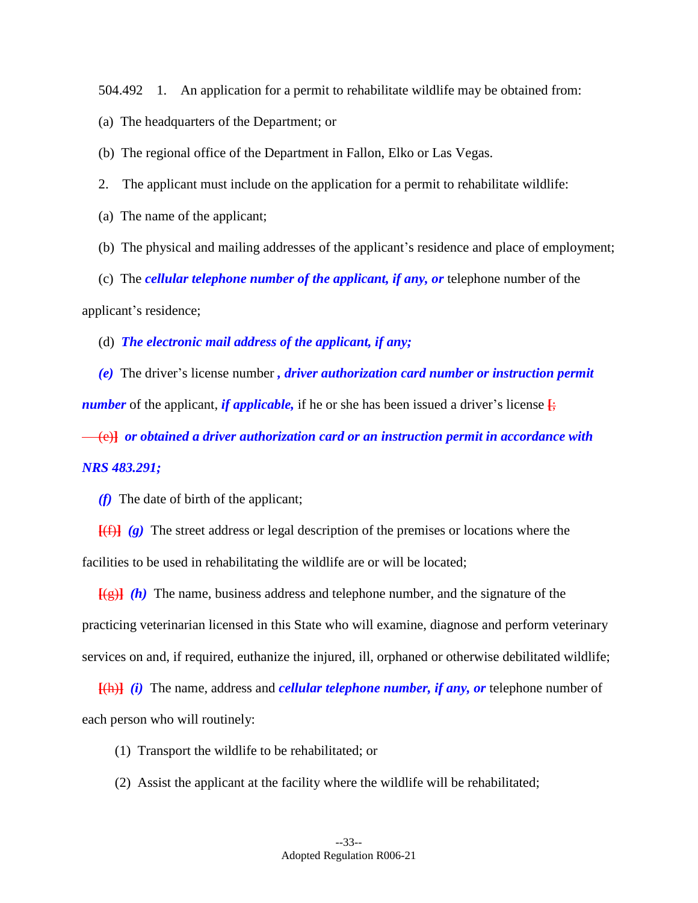504.492 1. An application for a permit to rehabilitate wildlife may be obtained from:

(a) The headquarters of the Department; or

(b) The regional office of the Department in Fallon, Elko or Las Vegas.

2. The applicant must include on the application for a permit to rehabilitate wildlife:

(a) The name of the applicant;

(b) The physical and mailing addresses of the applicant's residence and place of employment;

(c) The ***cellular telephone number of the applicant, if any, or*** telephone number of the applicant's residence;

(d) ***The electronic mail address of the applicant, if any;***

***(e)*** The driver's license number ***, driver authorization card number or instruction permit number*** of the applicant, ***if applicable,*** if he or she has been issued a driver's license [~~;~~

~~(e)~~] ***or obtained a driver authorization card or an instruction permit in accordance with NRS 483.291;***

***(f)*** The date of birth of the applicant;

[~~(f)~~] ***(g)*** The street address or legal description of the premises or locations where the facilities to be used in rehabilitating the wildlife are or will be located;

[~~(g)~~] ***(h)*** The name, business address and telephone number, and the signature of the practicing veterinarian licensed in this State who will examine, diagnose and perform veterinary services on and, if required, euthanize the injured, ill, orphaned or otherwise debilitated wildlife;

[~~(h)~~] ***(i)*** The name, address and ***cellular telephone number, if any, or*** telephone number of each person who will routinely:

(1) Transport the wildlife to be rehabilitated; or

(2) Assist the applicant at the facility where the wildlife will be rehabilitated;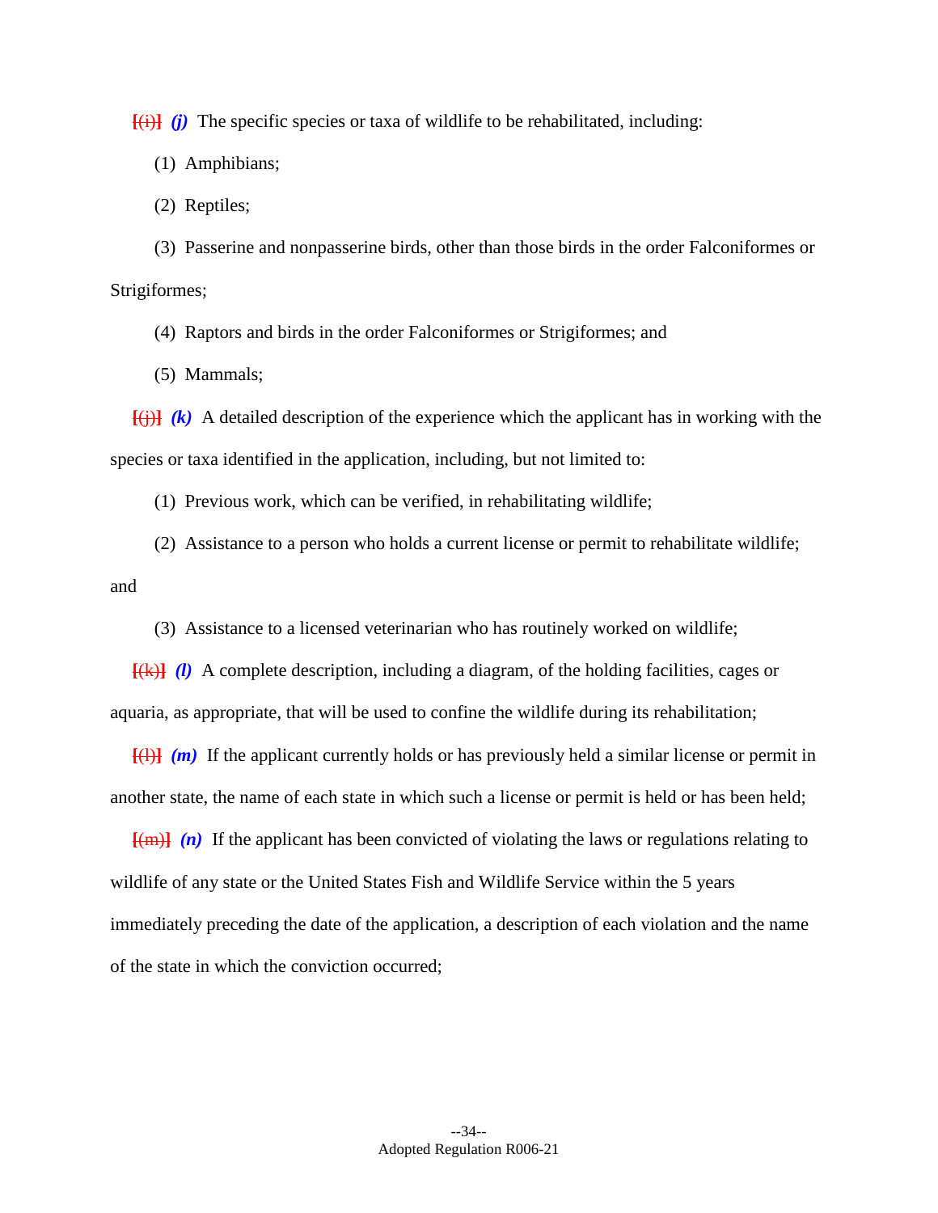[(i)] *(j)* The specific species or taxa of wildlife to be rehabilitated, including:

(1) Amphibians;

(2) Reptiles;

(3) Passerine and nonpasserine birds, other than those birds in the order Falconiformes or Strigiformes;

(4) Raptors and birds in the order Falconiformes or Strigiformes; and

(5) Mammals;

[(j)] *(k)* A detailed description of the experience which the applicant has in working with the species or taxa identified in the application, including, but not limited to:

(1) Previous work, which can be verified, in rehabilitating wildlife;

(2) Assistance to a person who holds a current license or permit to rehabilitate wildlife; and

(3) Assistance to a licensed veterinarian who has routinely worked on wildlife;

[(k)] *(l)* A complete description, including a diagram, of the holding facilities, cages or aquaria, as appropriate, that will be used to confine the wildlife during its rehabilitation;

[(l)] *(m)* If the applicant currently holds or has previously held a similar license or permit in another state, the name of each state in which such a license or permit is held or has been held;

[(m)] *(n)* If the applicant has been convicted of violating the laws or regulations relating to wildlife of any state or the United States Fish and Wildlife Service within the 5 years immediately preceding the date of the application, a description of each violation and the name of the state in which the conviction occurred;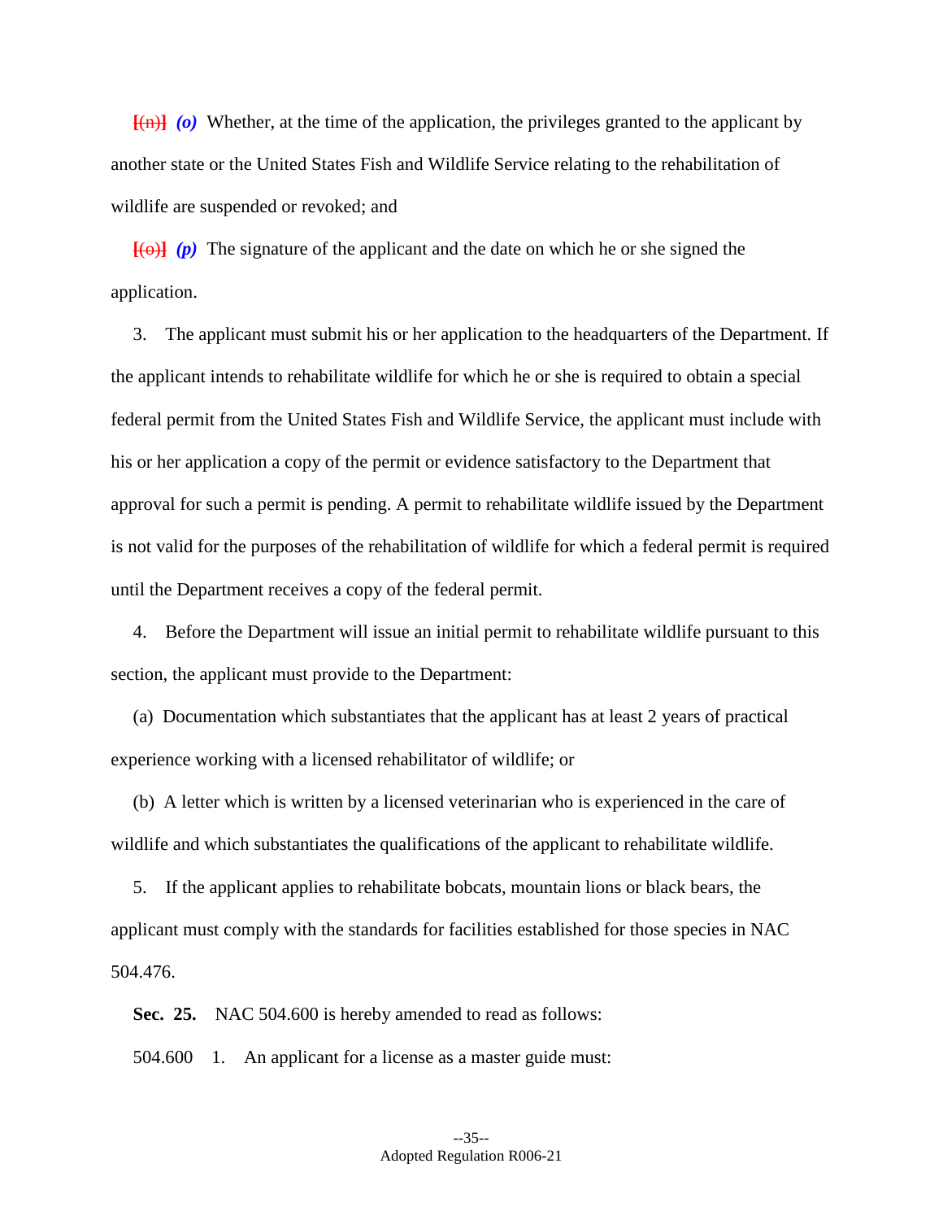[(n)] ***(o)*** Whether, at the time of the application, the privileges granted to the applicant by another state or the United States Fish and Wildlife Service relating to the rehabilitation of wildlife are suspended or revoked; and

[(o)] ***(p)*** The signature of the applicant and the date on which he or she signed the application.

3. The applicant must submit his or her application to the headquarters of the Department. If the applicant intends to rehabilitate wildlife for which he or she is required to obtain a special federal permit from the United States Fish and Wildlife Service, the applicant must include with his or her application a copy of the permit or evidence satisfactory to the Department that approval for such a permit is pending. A permit to rehabilitate wildlife issued by the Department is not valid for the purposes of the rehabilitation of wildlife for which a federal permit is required until the Department receives a copy of the federal permit.

4. Before the Department will issue an initial permit to rehabilitate wildlife pursuant to this section, the applicant must provide to the Department:

(a) Documentation which substantiates that the applicant has at least 2 years of practical experience working with a licensed rehabilitator of wildlife; or

(b) A letter which is written by a licensed veterinarian who is experienced in the care of wildlife and which substantiates the qualifications of the applicant to rehabilitate wildlife.

5. If the applicant applies to rehabilitate bobcats, mountain lions or black bears, the applicant must comply with the standards for facilities established for those species in NAC 504.476.

**Sec. 25.** NAC 504.600 is hereby amended to read as follows:

504.600 1. An applicant for a license as a master guide must: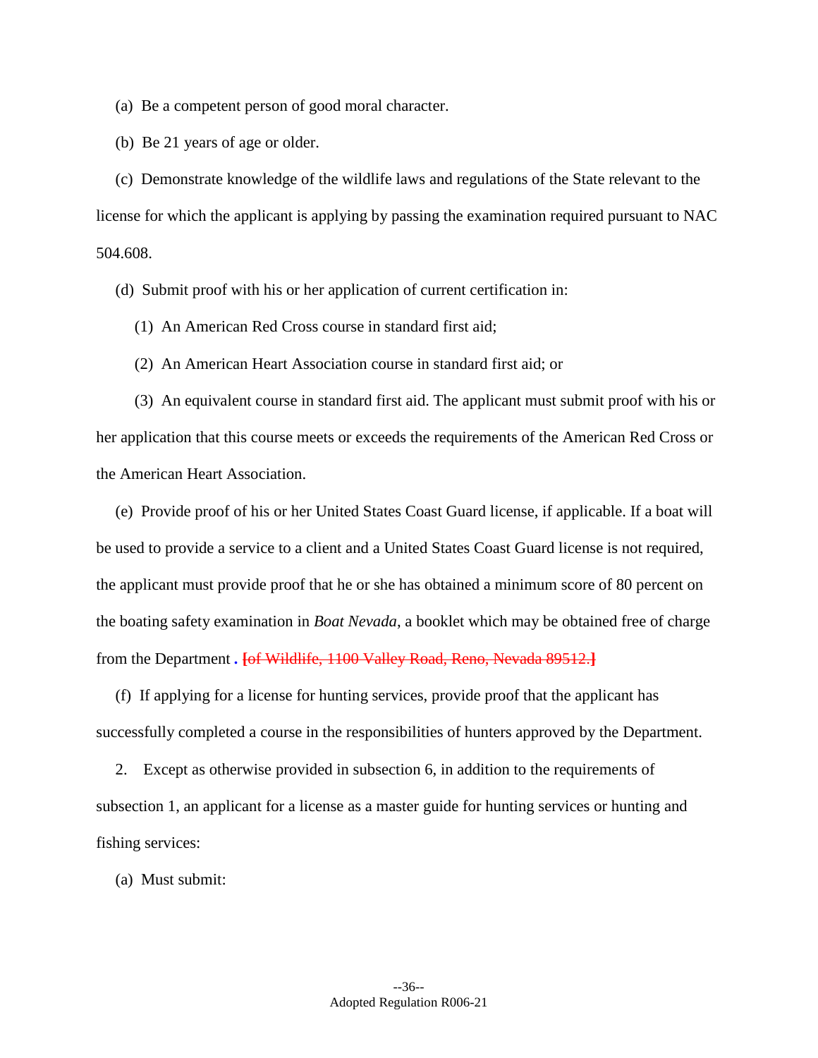(a) Be a competent person of good moral character.

(b) Be 21 years of age or older.

(c) Demonstrate knowledge of the wildlife laws and regulations of the State relevant to the license for which the applicant is applying by passing the examination required pursuant to NAC 504.608.

(d) Submit proof with his or her application of current certification in:

(1) An American Red Cross course in standard first aid;

(2) An American Heart Association course in standard first aid; or

(3) An equivalent course in standard first aid. The applicant must submit proof with his or her application that this course meets or exceeds the requirements of the American Red Cross or the American Heart Association.

(e) Provide proof of his or her United States Coast Guard license, if applicable. If a boat will be used to provide a service to a client and a United States Coast Guard license is not required, the applicant must provide proof that he or she has obtained a minimum score of 80 percent on the boating safety examination in *Boat Nevada*, a booklet which may be obtained free of charge from the Department **.** ~~[of Wildlife, 1100 Valley Road, Reno, Nevada 89512.]~~

(f) If applying for a license for hunting services, provide proof that the applicant has successfully completed a course in the responsibilities of hunters approved by the Department.

2. Except as otherwise provided in subsection 6, in addition to the requirements of subsection 1, an applicant for a license as a master guide for hunting services or hunting and fishing services:

(a) Must submit: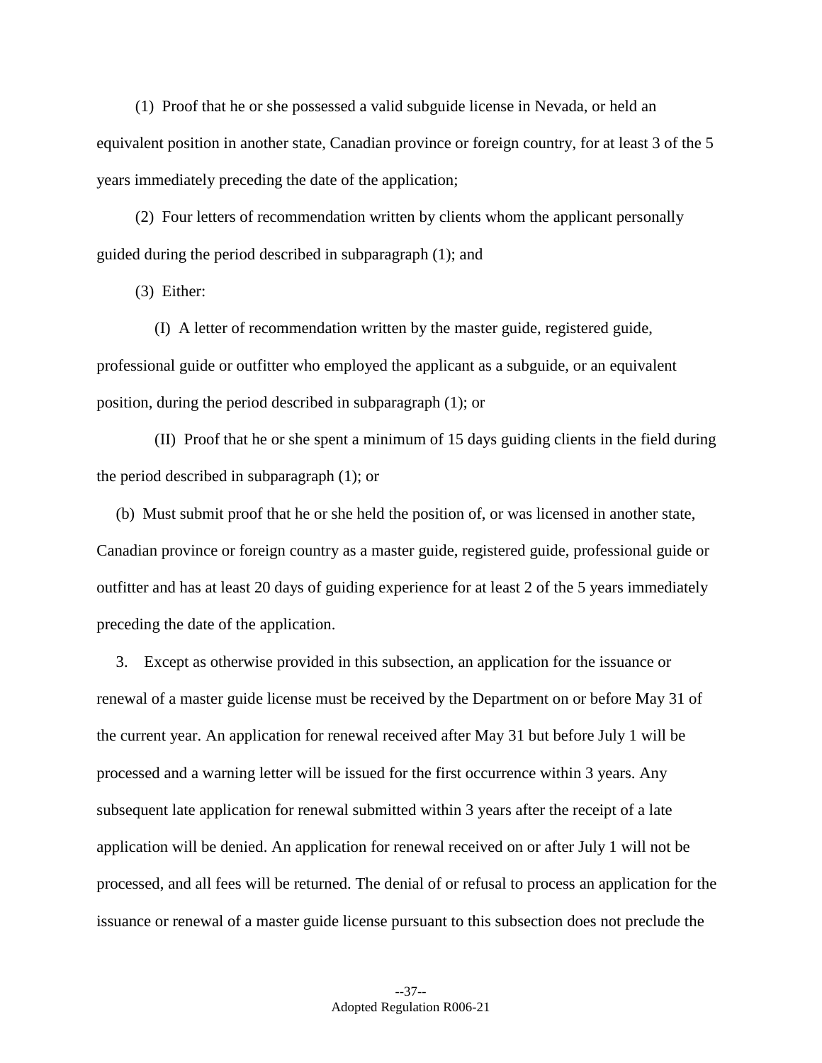(1) Proof that he or she possessed a valid subguide license in Nevada, or held an equivalent position in another state, Canadian province or foreign country, for at least 3 of the 5 years immediately preceding the date of the application;

(2) Four letters of recommendation written by clients whom the applicant personally guided during the period described in subparagraph (1); and

(3) Either:

(I) A letter of recommendation written by the master guide, registered guide, professional guide or outfitter who employed the applicant as a subguide, or an equivalent position, during the period described in subparagraph (1); or

(II) Proof that he or she spent a minimum of 15 days guiding clients in the field during the period described in subparagraph (1); or

(b) Must submit proof that he or she held the position of, or was licensed in another state, Canadian province or foreign country as a master guide, registered guide, professional guide or outfitter and has at least 20 days of guiding experience for at least 2 of the 5 years immediately preceding the date of the application.

3. Except as otherwise provided in this subsection, an application for the issuance or renewal of a master guide license must be received by the Department on or before May 31 of the current year. An application for renewal received after May 31 but before July 1 will be processed and a warning letter will be issued for the first occurrence within 3 years. Any subsequent late application for renewal submitted within 3 years after the receipt of a late application will be denied. An application for renewal received on or after July 1 will not be processed, and all fees will be returned. The denial of or refusal to process an application for the issuance or renewal of a master guide license pursuant to this subsection does not preclude the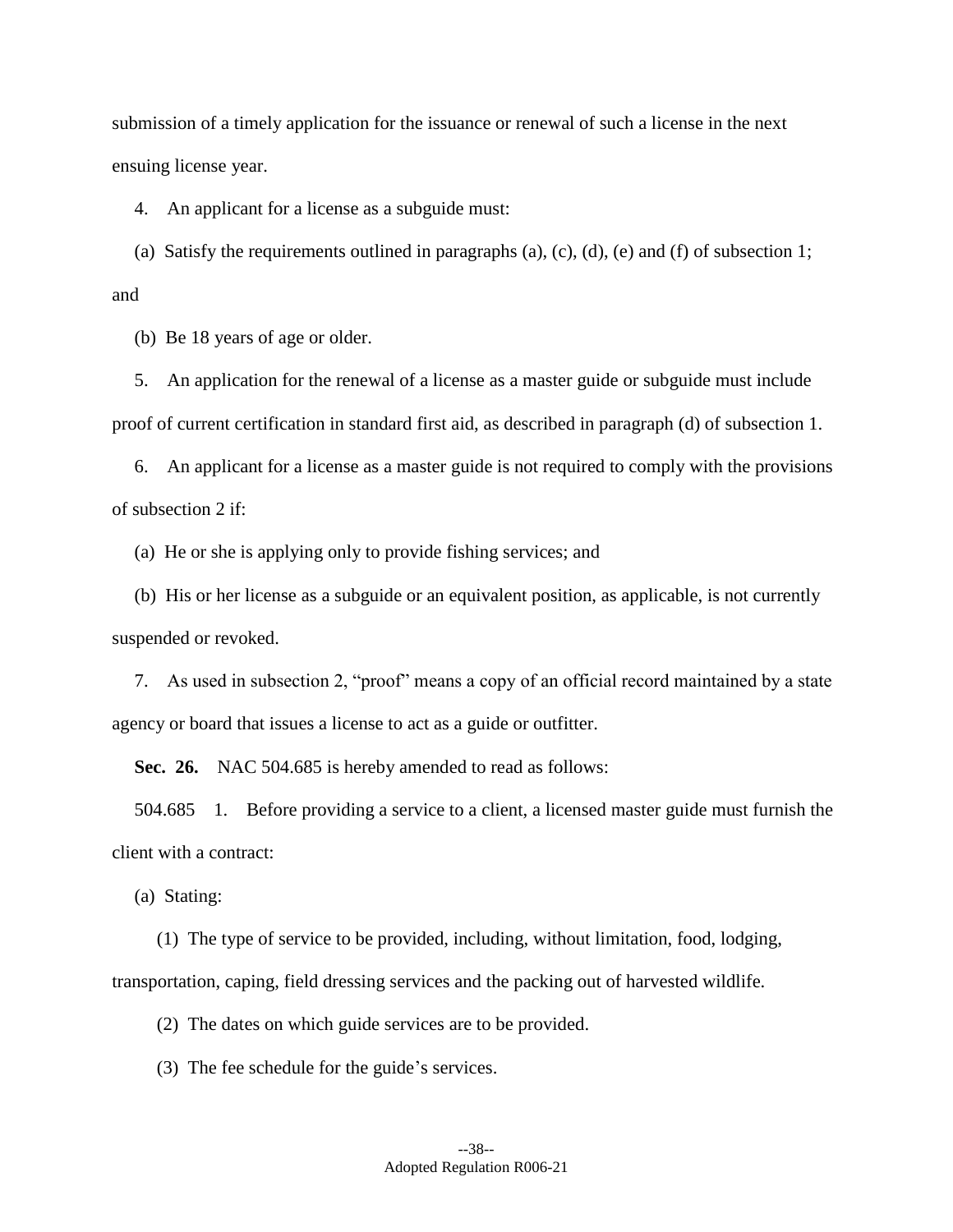submission of a timely application for the issuance or renewal of such a license in the next ensuing license year.

4. An applicant for a license as a subguide must:

(a) Satisfy the requirements outlined in paragraphs (a), (c), (d), (e) and (f) of subsection 1; and

(b) Be 18 years of age or older.

5. An application for the renewal of a license as a master guide or subguide must include proof of current certification in standard first aid, as described in paragraph (d) of subsection 1.

6. An applicant for a license as a master guide is not required to comply with the provisions of subsection 2 if:

(a) He or she is applying only to provide fishing services; and

(b) His or her license as a subguide or an equivalent position, as applicable, is not currently suspended or revoked.

7. As used in subsection 2, "proof" means a copy of an official record maintained by a state agency or board that issues a license to act as a guide or outfitter.

**Sec. 26.** NAC 504.685 is hereby amended to read as follows:

504.685 1. Before providing a service to a client, a licensed master guide must furnish the client with a contract:

(a) Stating:

(1) The type of service to be provided, including, without limitation, food, lodging, transportation, caping, field dressing services and the packing out of harvested wildlife.

(2) The dates on which guide services are to be provided.

(3) The fee schedule for the guide's services.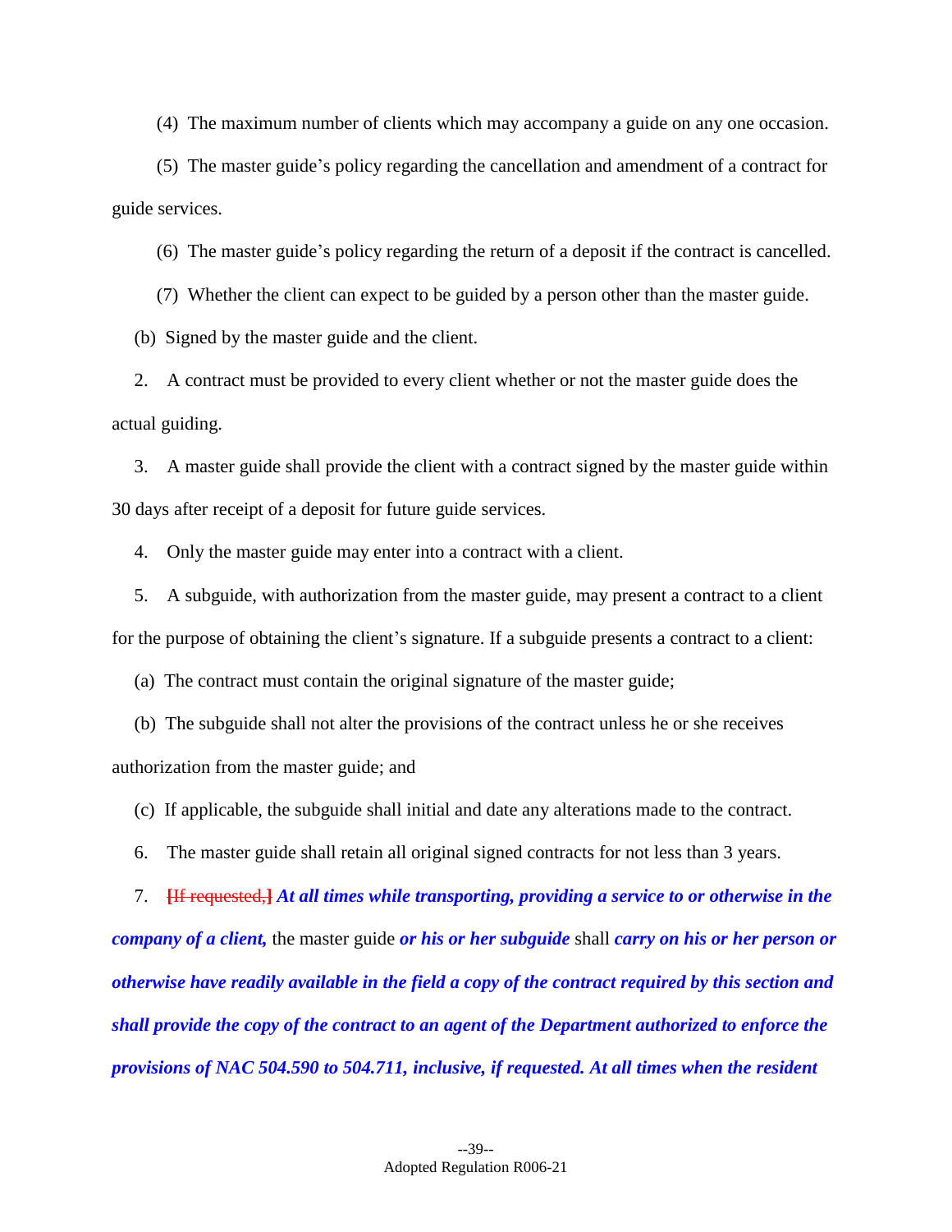(4) The maximum number of clients which may accompany a guide on any one occasion.

(5) The master guide's policy regarding the cancellation and amendment of a contract for guide services.

(6) The master guide's policy regarding the return of a deposit if the contract is cancelled.

(7) Whether the client can expect to be guided by a person other than the master guide.

(b) Signed by the master guide and the client.

2. A contract must be provided to every client whether or not the master guide does the actual guiding.

3. A master guide shall provide the client with a contract signed by the master guide within 30 days after receipt of a deposit for future guide services.

4. Only the master guide may enter into a contract with a client.

5. A subguide, with authorization from the master guide, may present a contract to a client for the purpose of obtaining the client's signature. If a subguide presents a contract to a client:

(a) The contract must contain the original signature of the master guide;

(b) The subguide shall not alter the provisions of the contract unless he or she receives authorization from the master guide; and

(c) If applicable, the subguide shall initial and date any alterations made to the contract.

6. The master guide shall retain all original signed contracts for not less than 3 years.

7. ~~[If requested,]~~ ***At all times while transporting, providing a service to or otherwise in the company of a client,*** the master guide ***or his or her subguide*** shall ***carry on his or her person or otherwise have readily available in the field a copy of the contract required by this section and shall provide the copy of the contract to an agent of the Department authorized to enforce the provisions of NAC 504.590 to 504.711, inclusive, if requested. At all times when the resident***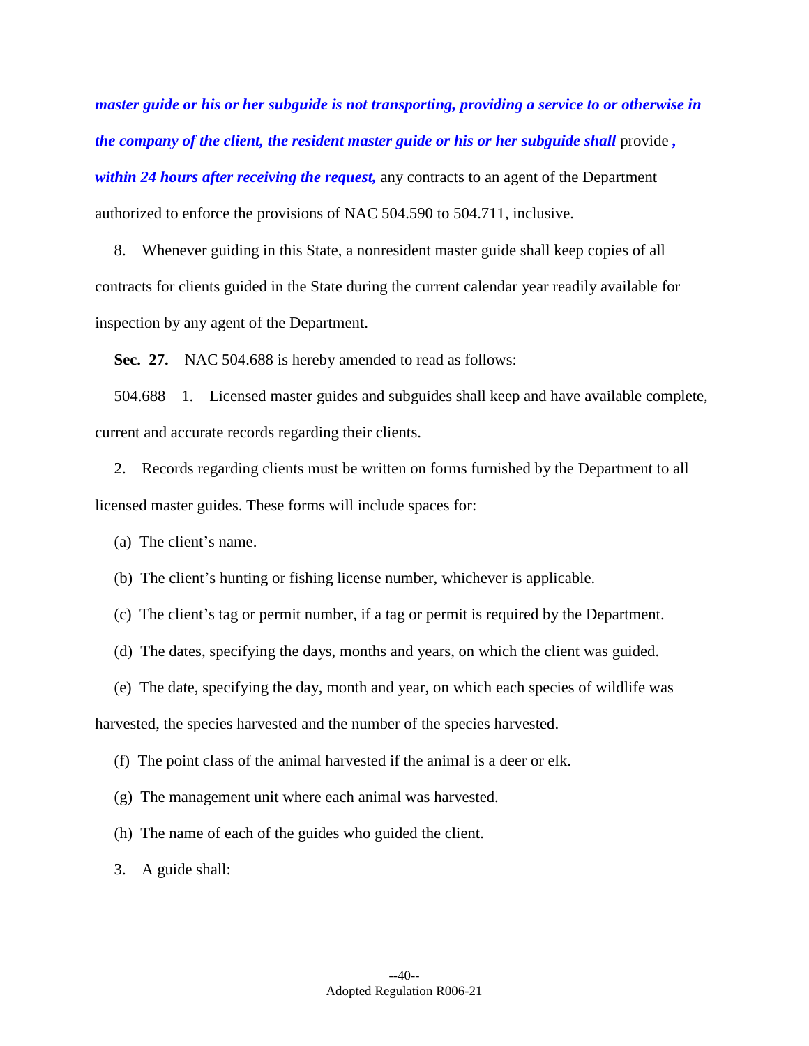***master guide or his or her subguide is not transporting, providing a service to or otherwise in the company of the client, the resident master guide or his or her subguide shall*** provide ***, within 24 hours after receiving the request,*** any contracts to an agent of the Department authorized to enforce the provisions of NAC 504.590 to 504.711, inclusive.

8. Whenever guiding in this State, a nonresident master guide shall keep copies of all contracts for clients guided in the State during the current calendar year readily available for inspection by any agent of the Department.

**Sec. 27.** NAC 504.688 is hereby amended to read as follows:

504.688 1. Licensed master guides and subguides shall keep and have available complete, current and accurate records regarding their clients.

2. Records regarding clients must be written on forms furnished by the Department to all licensed master guides. These forms will include spaces for:

(a) The client's name.

(b) The client's hunting or fishing license number, whichever is applicable.

(c) The client's tag or permit number, if a tag or permit is required by the Department.

(d) The dates, specifying the days, months and years, on which the client was guided.

(e) The date, specifying the day, month and year, on which each species of wildlife was harvested, the species harvested and the number of the species harvested.

(f) The point class of the animal harvested if the animal is a deer or elk.

(g) The management unit where each animal was harvested.

(h) The name of each of the guides who guided the client.

3. A guide shall: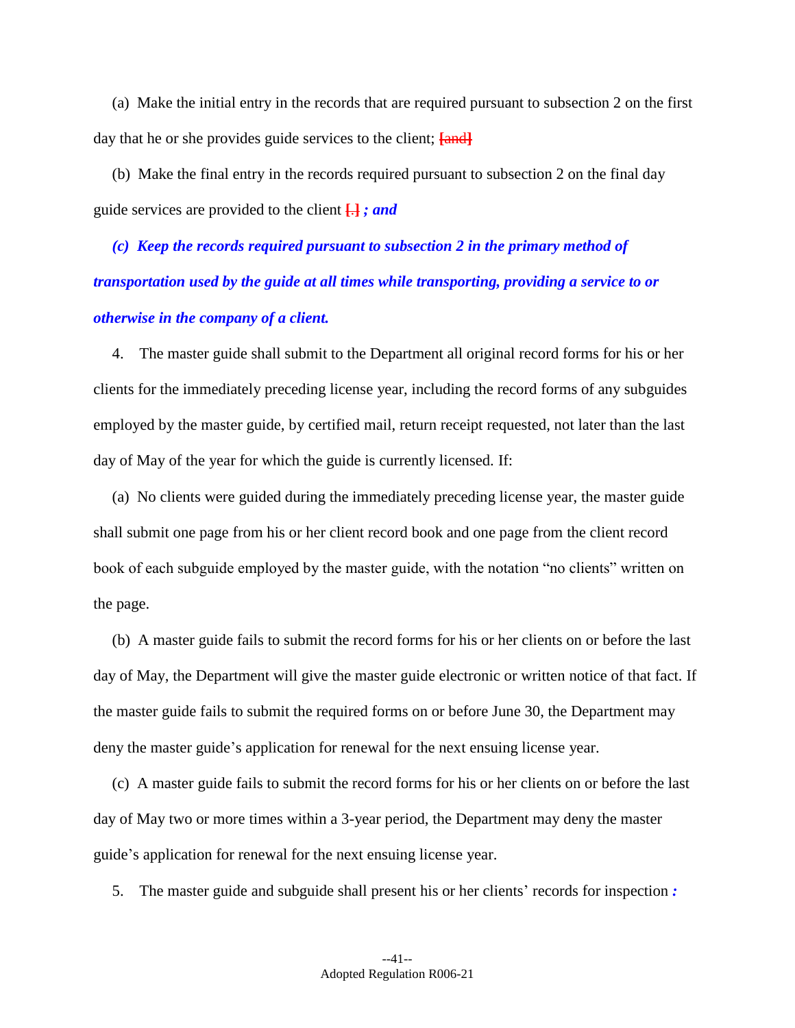(a) Make the initial entry in the records that are required pursuant to subsection 2 on the first day that he or she provides guide services to the client; [and]

(b) Make the final entry in the records required pursuant to subsection 2 on the final day guide services are provided to the client [.] ***; and***

***(c) Keep the records required pursuant to subsection 2 in the primary method of transportation used by the guide at all times while transporting, providing a service to or otherwise in the company of a client.***

4. The master guide shall submit to the Department all original record forms for his or her clients for the immediately preceding license year, including the record forms of any subguides employed by the master guide, by certified mail, return receipt requested, not later than the last day of May of the year for which the guide is currently licensed. If:

(a) No clients were guided during the immediately preceding license year, the master guide shall submit one page from his or her client record book and one page from the client record book of each subguide employed by the master guide, with the notation "no clients" written on the page.

(b) A master guide fails to submit the record forms for his or her clients on or before the last day of May, the Department will give the master guide electronic or written notice of that fact. If the master guide fails to submit the required forms on or before June 30, the Department may deny the master guide's application for renewal for the next ensuing license year.

(c) A master guide fails to submit the record forms for his or her clients on or before the last day of May two or more times within a 3-year period, the Department may deny the master guide's application for renewal for the next ensuing license year.

5. The master guide and subguide shall present his or her clients' records for inspection ***:***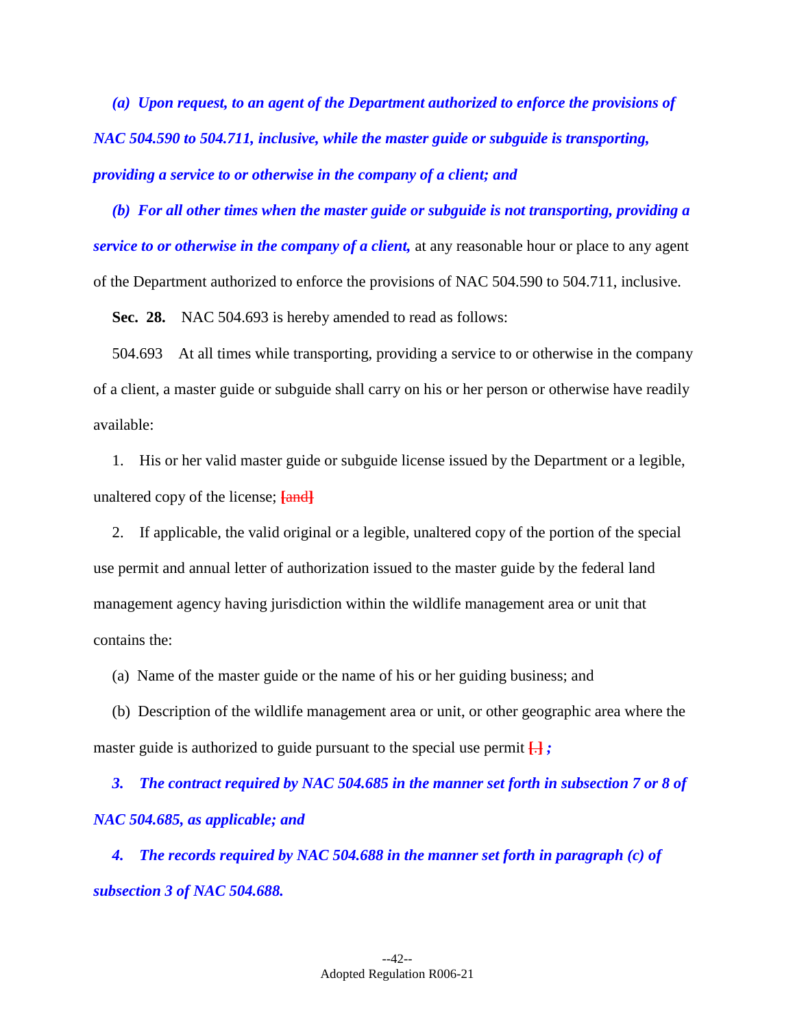*(a) Upon request, to an agent of the Department authorized to enforce the provisions of NAC 504.590 to 504.711, inclusive, while the master guide or subguide is transporting, providing a service to or otherwise in the company of a client; and*

*(b) For all other times when the master guide or subguide is not transporting, providing a service to or otherwise in the company of a client,* at any reasonable hour or place to any agent of the Department authorized to enforce the provisions of NAC 504.590 to 504.711, inclusive.

**Sec. 28.** NAC 504.693 is hereby amended to read as follows:

504.693 At all times while transporting, providing a service to or otherwise in the company of a client, a master guide or subguide shall carry on his or her person or otherwise have readily available:

1. His or her valid master guide or subguide license issued by the Department or a legible, unaltered copy of the license; ~~[and]~~

2. If applicable, the valid original or a legible, unaltered copy of the portion of the special use permit and annual letter of authorization issued to the master guide by the federal land management agency having jurisdiction within the wildlife management area or unit that contains the:

(a) Name of the master guide or the name of his or her guiding business; and

(b) Description of the wildlife management area or unit, or other geographic area where the master guide is authorized to guide pursuant to the special use permit ~~[.]~~ *;*

*3. The contract required by NAC 504.685 in the manner set forth in subsection 7 or 8 of NAC 504.685, as applicable; and*

*4. The records required by NAC 504.688 in the manner set forth in paragraph (c) of subsection 3 of NAC 504.688.*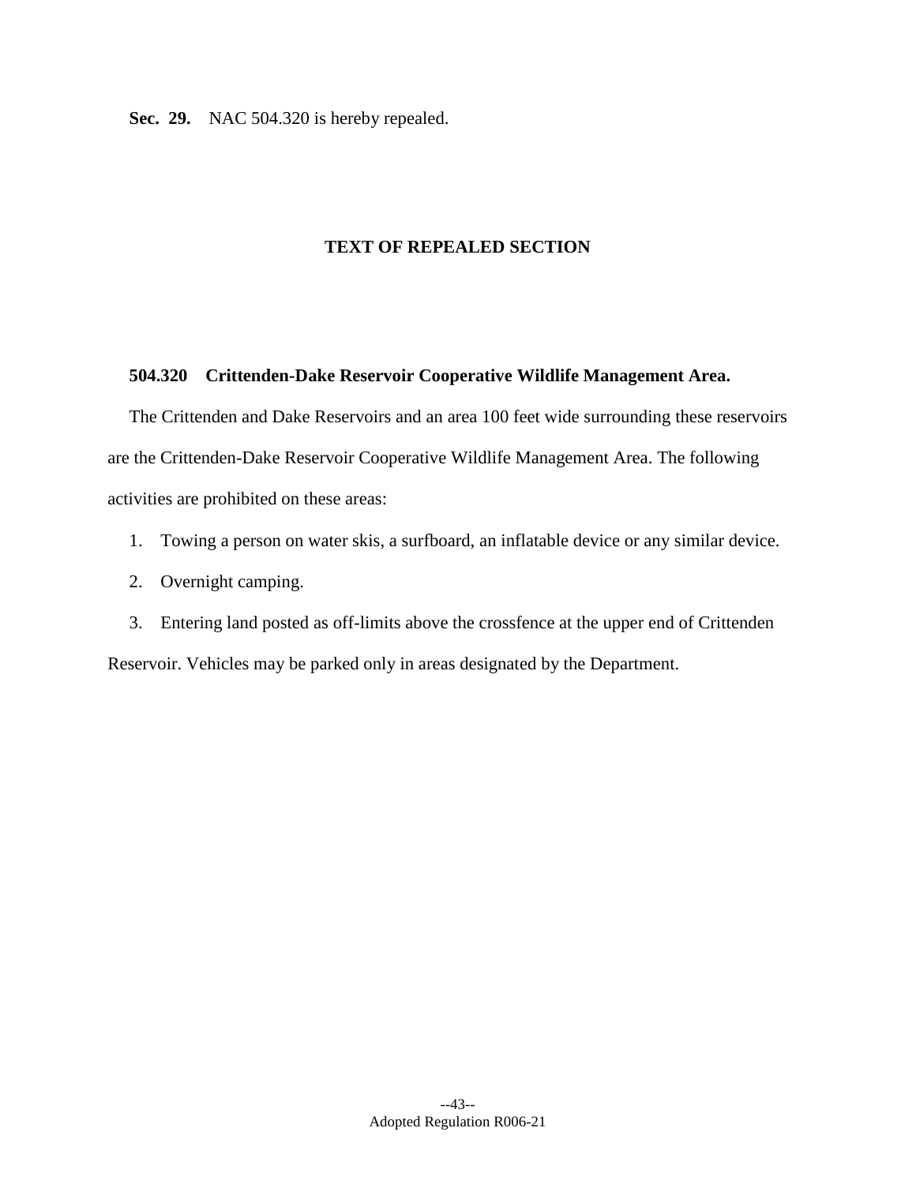**Sec. 29.** NAC 504.320 is hereby repealed.

## TEXT OF REPEALED SECTION

**504.320 Crittenden-Dake Reservoir Cooperative Wildlife Management Area.**

The Crittenden and Dake Reservoirs and an area 100 feet wide surrounding these reservoirs are the Crittenden-Dake Reservoir Cooperative Wildlife Management Area. The following activities are prohibited on these areas:

1. Towing a person on water skis, a surfboard, an inflatable device or any similar device.

2. Overnight camping.

3. Entering land posted as off-limits above the crossfence at the upper end of Crittenden Reservoir. Vehicles may be parked only in areas designated by the Department.